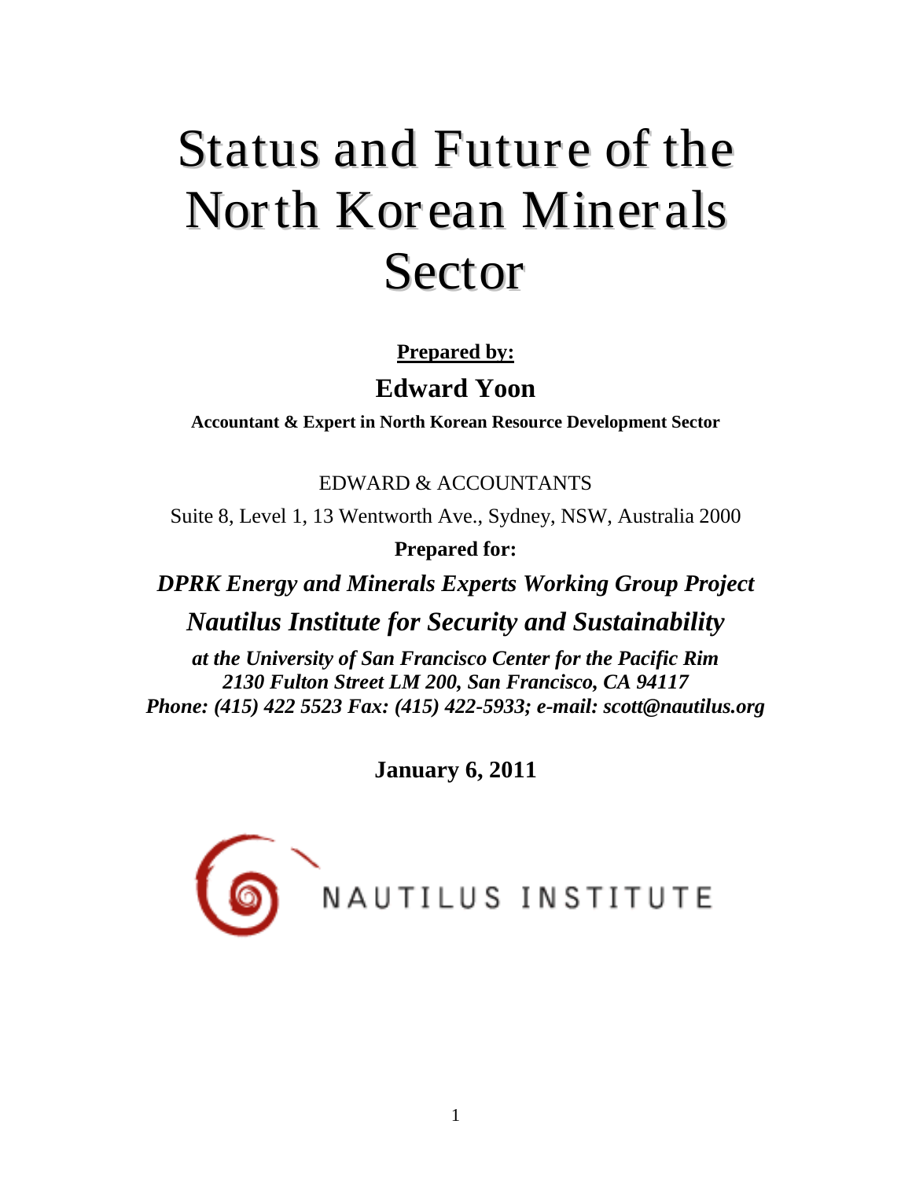# Status and Future of the North Korean Minerals Sector

**Prepared by:**

**Edward Yoon**

**Accountant & Expert in North Korean Resource Development Sector**

EDWARD & ACCOUNTANTS

Suite 8, Level 1, 13 Wentworth Ave., Sydney, NSW, Australia 2000

**Prepared for:**

***DPRK Energy and Minerals Experts Working Group Project***

***Nautilus Institute for Security and Sustainability***

***at the University of San Francisco Center for the Pacific Rim***
***2130 Fulton Street LM 200, San Francisco, CA 94117***
***Phone: (415) 422 5523 Fax: (415) 422-5933; e-mail: scott@nautilus.org***

**January 6, 2011**

NAUTILUS INSTITUTE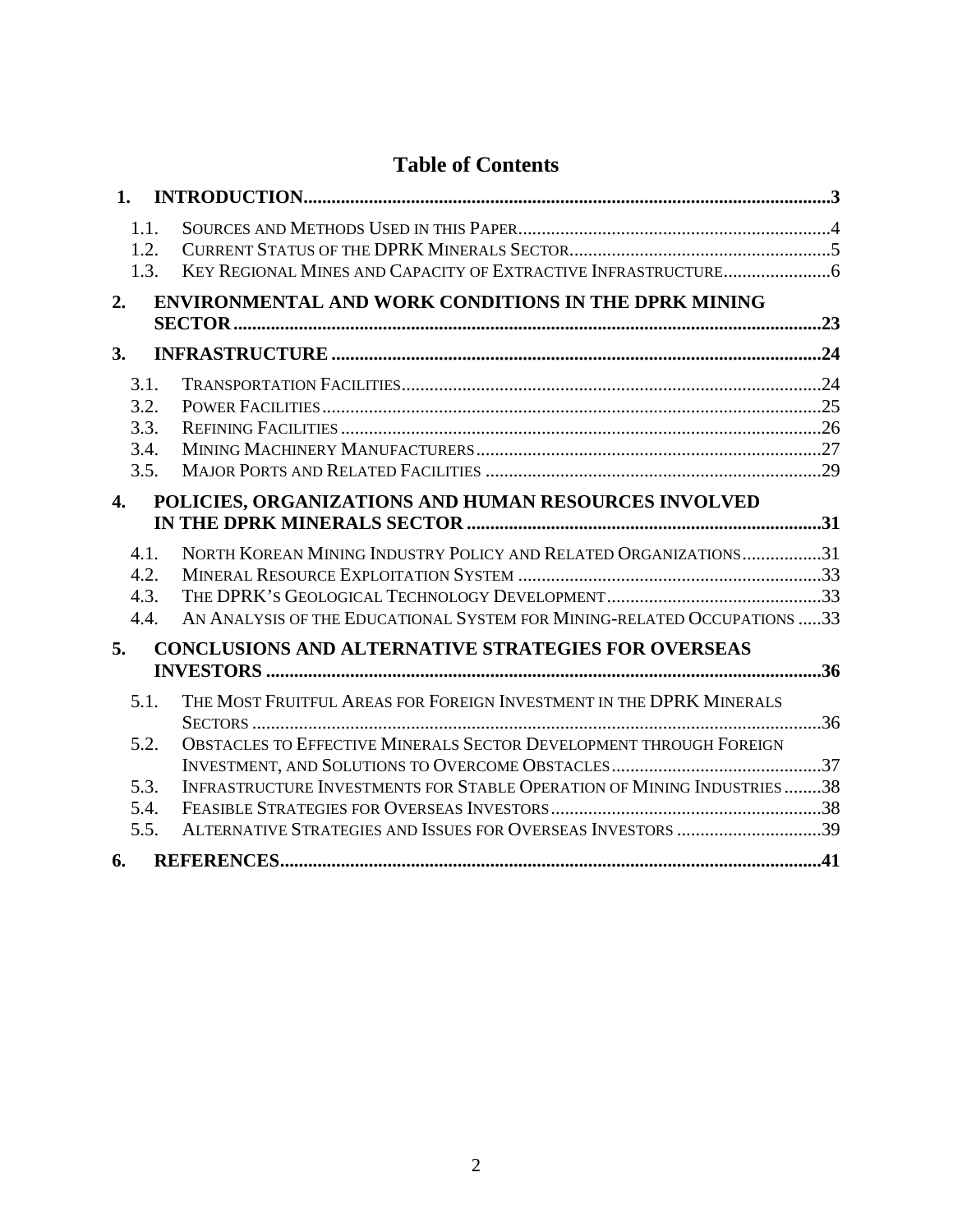# Table of Contents

**1. INTRODUCTION............................................................................................................3**

- 1.1. Sources and Methods Used in this Paper..................................................................4
- 1.2. Current Status of the DPRK Minerals Sector.......................................................5
- 1.3. Key Regional Mines and Capacity of Extractive Infrastructure.......................6

**2. ENVIRONMENTAL AND WORK CONDITIONS IN THE DPRK MINING SECTOR.........................................................................................................................23**

**3. INFRASTRUCTURE .......................................................................................................24**

- 3.1. Transportation Facilities........................................................................................24
- 3.2. Power Facilities.........................................................................................................25
- 3.3. Refining Facilities.....................................................................................................26
- 3.4. Mining Machinery Manufacturers.........................................................................27
- 3.5. Major Ports and Related Facilities .......................................................................29

**4. POLICIES, ORGANIZATIONS AND HUMAN RESOURCES INVOLVED IN THE DPRK MINERALS SECTOR ...........................................................................31**

- 4.1. North Korean Mining Industry Policy and Related Organizations.................31
- 4.2. Mineral Resource Exploitation System ................................................................33
- 4.3. The DPRK's Geological Technology Development.............................................33
- 4.4. An Analysis of the Educational System for Mining-related Occupations .....33

**5. CONCLUSIONS AND ALTERNATIVE STRATEGIES FOR OVERSEAS INVESTORS .....................................................................................................................36**

- 5.1. The Most Fruitful Areas for Foreign Investment in the DPRK Minerals Sectors .........................................................................................................................36
- 5.2. Obstacles to Effective Minerals Sector Development through Foreign Investment, and Solutions to Overcome Obstacles.............................................37
- 5.3. Infrastructure Investments for Stable Operation of Mining Industries........38
- 5.4. Feasible Strategies for Overseas Investors..........................................................38
- 5.5. Alternative Strategies and Issues for Overseas Investors ...............................39

**6. REFERENCES..................................................................................................................41**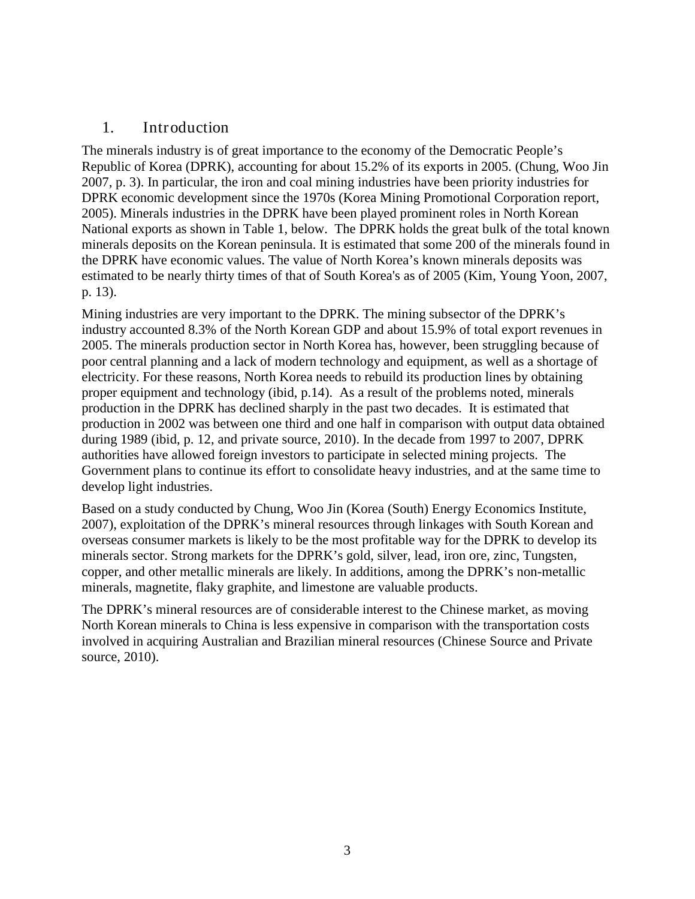## 1. Introduction

The minerals industry is of great importance to the economy of the Democratic People's Republic of Korea (DPRK), accounting for about 15.2% of its exports in 2005. (Chung, Woo Jin 2007, p. 3). In particular, the iron and coal mining industries have been priority industries for DPRK economic development since the 1970s (Korea Mining Promotional Corporation report, 2005). Minerals industries in the DPRK have been played prominent roles in North Korean National exports as shown in Table 1, below. The DPRK holds the great bulk of the total known minerals deposits on the Korean peninsula. It is estimated that some 200 of the minerals found in the DPRK have economic values. The value of North Korea's known minerals deposits was estimated to be nearly thirty times of that of South Korea's as of 2005 (Kim, Young Yoon, 2007, p. 13).

Mining industries are very important to the DPRK. The mining subsector of the DPRK's industry accounted 8.3% of the North Korean GDP and about 15.9% of total export revenues in 2005. The minerals production sector in North Korea has, however, been struggling because of poor central planning and a lack of modern technology and equipment, as well as a shortage of electricity. For these reasons, North Korea needs to rebuild its production lines by obtaining proper equipment and technology (ibid, p.14). As a result of the problems noted, minerals production in the DPRK has declined sharply in the past two decades. It is estimated that production in 2002 was between one third and one half in comparison with output data obtained during 1989 (ibid, p. 12, and private source, 2010). In the decade from 1997 to 2007, DPRK authorities have allowed foreign investors to participate in selected mining projects. The Government plans to continue its effort to consolidate heavy industries, and at the same time to develop light industries.

Based on a study conducted by Chung, Woo Jin (Korea (South) Energy Economics Institute, 2007), exploitation of the DPRK's mineral resources through linkages with South Korean and overseas consumer markets is likely to be the most profitable way for the DPRK to develop its minerals sector. Strong markets for the DPRK's gold, silver, lead, iron ore, zinc, Tungsten, copper, and other metallic minerals are likely. In additions, among the DPRK's non-metallic minerals, magnetite, flaky graphite, and limestone are valuable products.

The DPRK's mineral resources are of considerable interest to the Chinese market, as moving North Korean minerals to China is less expensive in comparison with the transportation costs involved in acquiring Australian and Brazilian mineral resources (Chinese Source and Private source, 2010).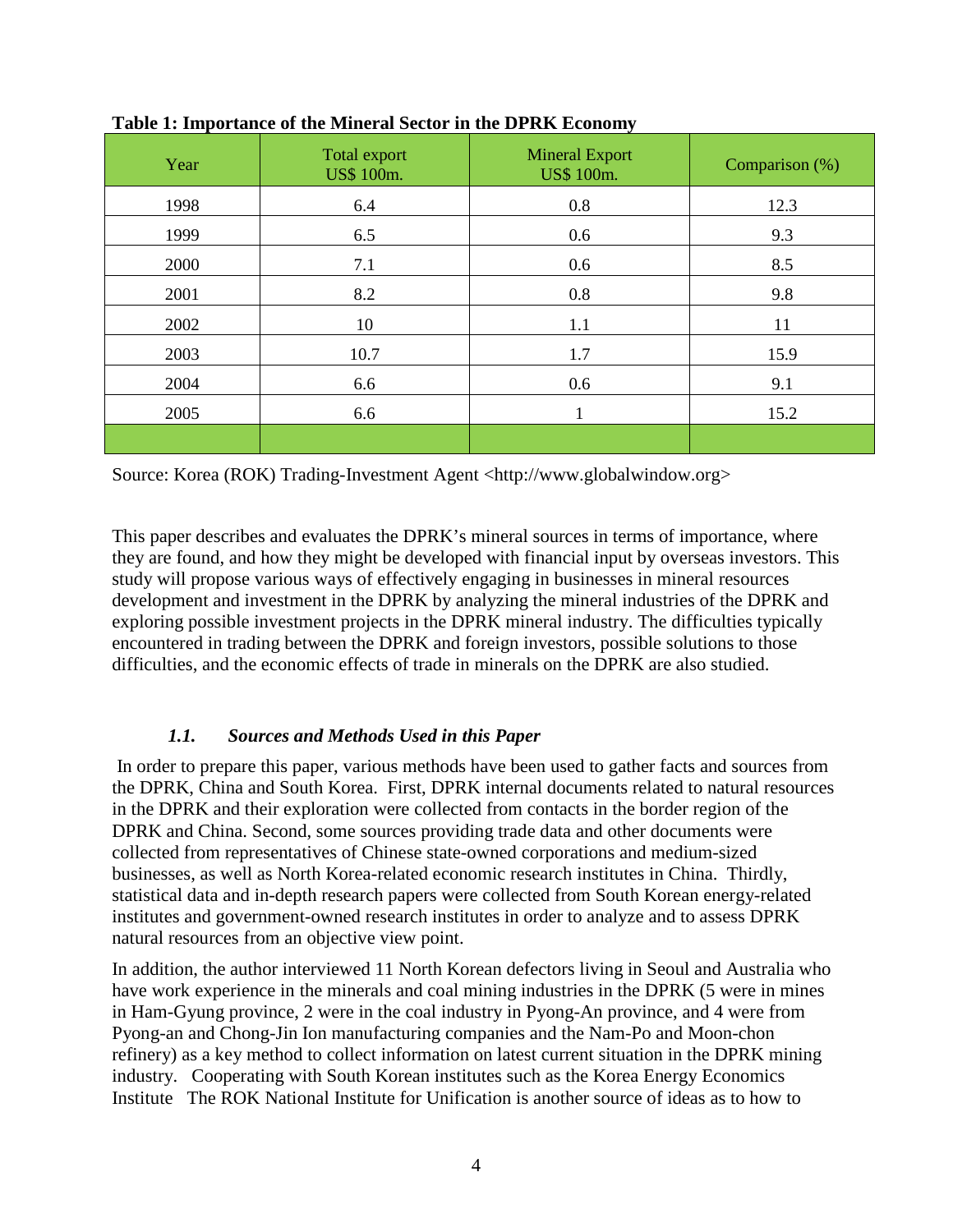**Table 1: Importance of the Mineral Sector in the DPRK Economy**

| Year | Total export US$ 100m. | Mineral Export US$ 100m. | Comparison (%) |
|---|---|---|---|
| 1998 | 6.4 | 0.8 | 12.3 |
| 1999 | 6.5 | 0.6 | 9.3 |
| 2000 | 7.1 | 0.6 | 8.5 |
| 2001 | 8.2 | 0.8 | 9.8 |
| 2002 | 10 | 1.1 | 11 |
| 2003 | 10.7 | 1.7 | 15.9 |
| 2004 | 6.6 | 0.6 | 9.1 |
| 2005 | 6.6 | 1 | 15.2 |
| | | | |

Source: Korea (ROK) Trading-Investment Agent <http://www.globalwindow.org>

This paper describes and evaluates the DPRK's mineral sources in terms of importance, where they are found, and how they might be developed with financial input by overseas investors. This study will propose various ways of effectively engaging in businesses in mineral resources development and investment in the DPRK by analyzing the mineral industries of the DPRK and exploring possible investment projects in the DPRK mineral industry. The difficulties typically encountered in trading between the DPRK and foreign investors, possible solutions to those difficulties, and the economic effects of trade in minerals on the DPRK are also studied.

### *1.1. Sources and Methods Used in this Paper*

In order to prepare this paper, various methods have been used to gather facts and sources from the DPRK, China and South Korea. First, DPRK internal documents related to natural resources in the DPRK and their exploration were collected from contacts in the border region of the DPRK and China. Second, some sources providing trade data and other documents were collected from representatives of Chinese state-owned corporations and medium-sized businesses, as well as North Korea-related economic research institutes in China. Thirdly, statistical data and in-depth research papers were collected from South Korean energy-related institutes and government-owned research institutes in order to analyze and to assess DPRK natural resources from an objective view point.

In addition, the author interviewed 11 North Korean defectors living in Seoul and Australia who have work experience in the minerals and coal mining industries in the DPRK (5 were in mines in Ham-Gyung province, 2 were in the coal industry in Pyong-An province, and 4 were from Pyong-an and Chong-Jin Ion manufacturing companies and the Nam-Po and Moon-chon refinery) as a key method to collect information on latest current situation in the DPRK mining industry. Cooperating with South Korean institutes such as the Korea Energy Economics Institute The ROK National Institute for Unification is another source of ideas as to how to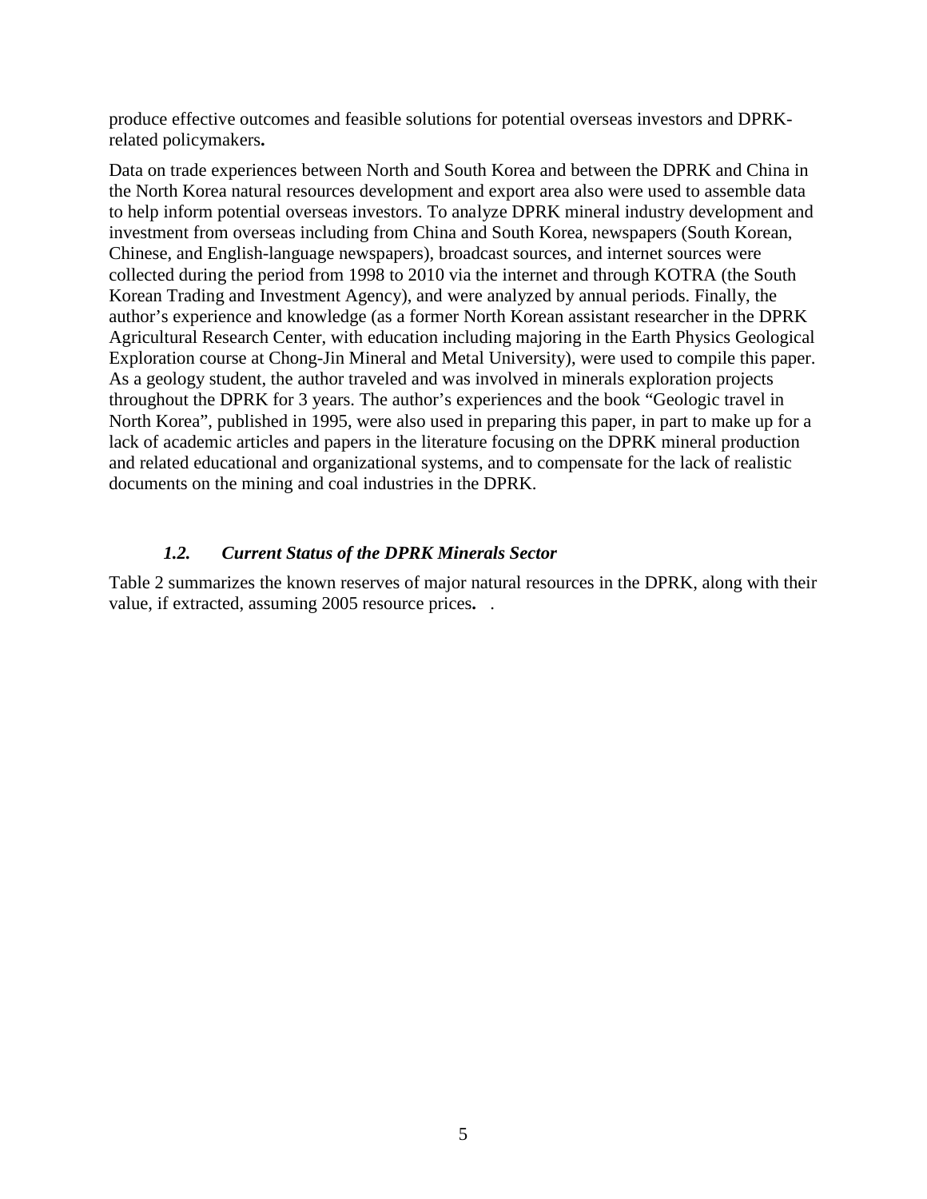produce effective outcomes and feasible solutions for potential overseas investors and DPRK-related policymakers**.**

Data on trade experiences between North and South Korea and between the DPRK and China in the North Korea natural resources development and export area also were used to assemble data to help inform potential overseas investors. To analyze DPRK mineral industry development and investment from overseas including from China and South Korea, newspapers (South Korean, Chinese, and English-language newspapers), broadcast sources, and internet sources were collected during the period from 1998 to 2010 via the internet and through KOTRA (the South Korean Trading and Investment Agency), and were analyzed by annual periods. Finally, the author's experience and knowledge (as a former North Korean assistant researcher in the DPRK Agricultural Research Center, with education including majoring in the Earth Physics Geological Exploration course at Chong-Jin Mineral and Metal University), were used to compile this paper. As a geology student, the author traveled and was involved in minerals exploration projects throughout the DPRK for 3 years. The author's experiences and the book "Geologic travel in North Korea", published in 1995, were also used in preparing this paper, in part to make up for a lack of academic articles and papers in the literature focusing on the DPRK mineral production and related educational and organizational systems, and to compensate for the lack of realistic documents on the mining and coal industries in the DPRK.

### *1.2. Current Status of the DPRK Minerals Sector*

Table 2 summarizes the known reserves of major natural resources in the DPRK, along with their value, if extracted, assuming 2005 resource prices**.** .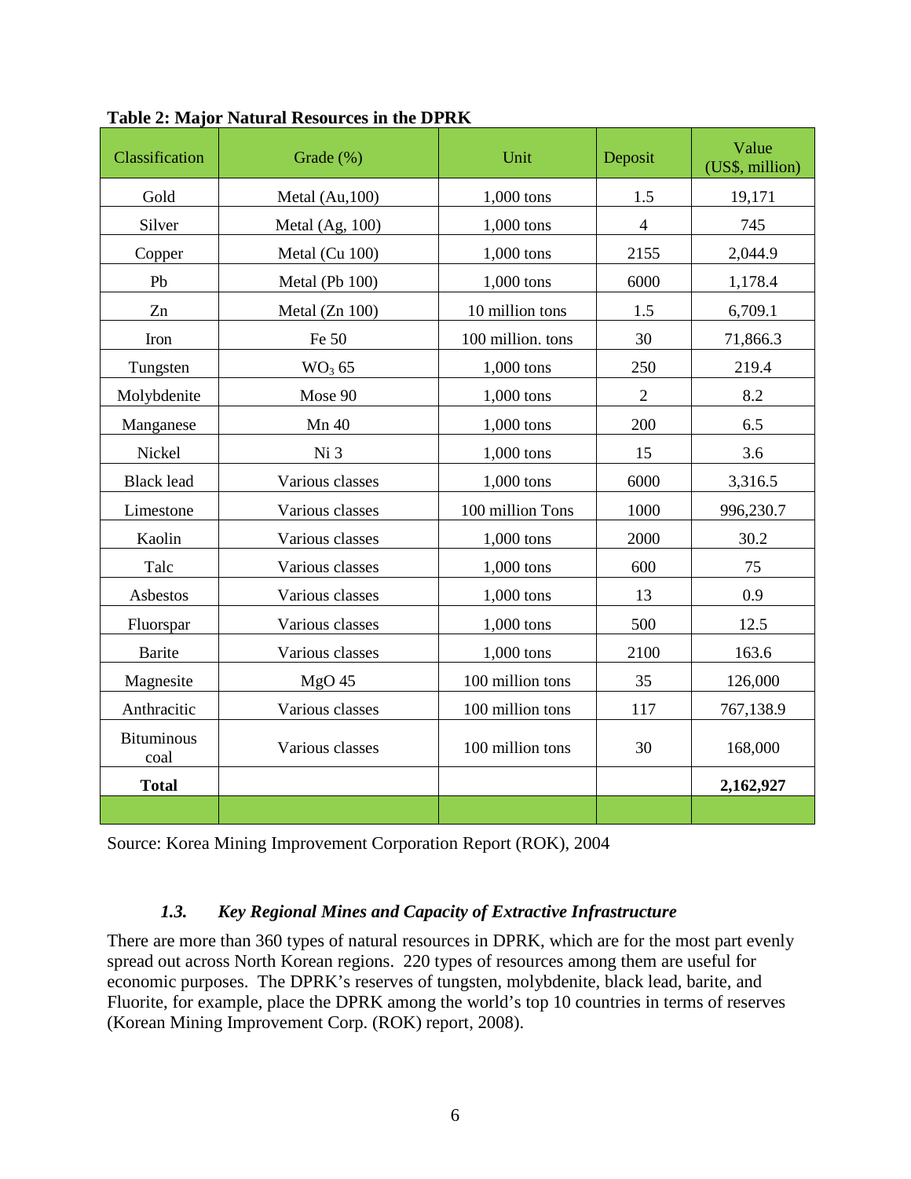**Table 2: Major Natural Resources in the DPRK**

| Classification | Grade (%) | Unit | Deposit | Value (US$, million) |
|---|---|---|---|---|
| Gold | Metal (Au,100) | 1,000 tons | 1.5 | 19,171 |
| Silver | Metal (Ag, 100) | 1,000 tons | 4 | 745 |
| Copper | Metal (Cu 100) | 1,000 tons | 2155 | 2,044.9 |
| Pb | Metal (Pb 100) | 1,000 tons | 6000 | 1,178.4 |
| Zn | Metal (Zn 100) | 10 million tons | 1.5 | 6,709.1 |
| Iron | Fe 50 | 100 million. tons | 30 | 71,866.3 |
| Tungsten | $WO_3$ 65 | 1,000 tons | 250 | 219.4 |
| Molybdenite | Mose 90 | 1,000 tons | 2 | 8.2 |
| Manganese | Mn 40 | 1,000 tons | 200 | 6.5 |
| Nickel | Ni 3 | 1,000 tons | 15 | 3.6 |
| Black lead | Various classes | 1,000 tons | 6000 | 3,316.5 |
| Limestone | Various classes | 100 million Tons | 1000 | 996,230.7 |
| Kaolin | Various classes | 1,000 tons | 2000 | 30.2 |
| Talc | Various classes | 1,000 tons | 600 | 75 |
| Asbestos | Various classes | 1,000 tons | 13 | 0.9 |
| Fluorspar | Various classes | 1,000 tons | 500 | 12.5 |
| Barite | Various classes | 1,000 tons | 2100 | 163.6 |
| Magnesite | MgO 45 | 100 million tons | 35 | 126,000 |
| Anthracitic | Various classes | 100 million tons | 117 | 767,138.9 |
| Bituminous coal | Various classes | 100 million tons | 30 | 168,000 |
| **Total** | | | | **2,162,927** |
| | | | | |

Source: Korea Mining Improvement Corporation Report (ROK), 2004

### *1.3. Key Regional Mines and Capacity of Extractive Infrastructure*

There are more than 360 types of natural resources in DPRK, which are for the most part evenly spread out across North Korean regions. 220 types of resources among them are useful for economic purposes. The DPRK's reserves of tungsten, molybdenite, black lead, barite, and Fluorite, for example, place the DPRK among the world's top 10 countries in terms of reserves (Korean Mining Improvement Corp. (ROK) report, 2008).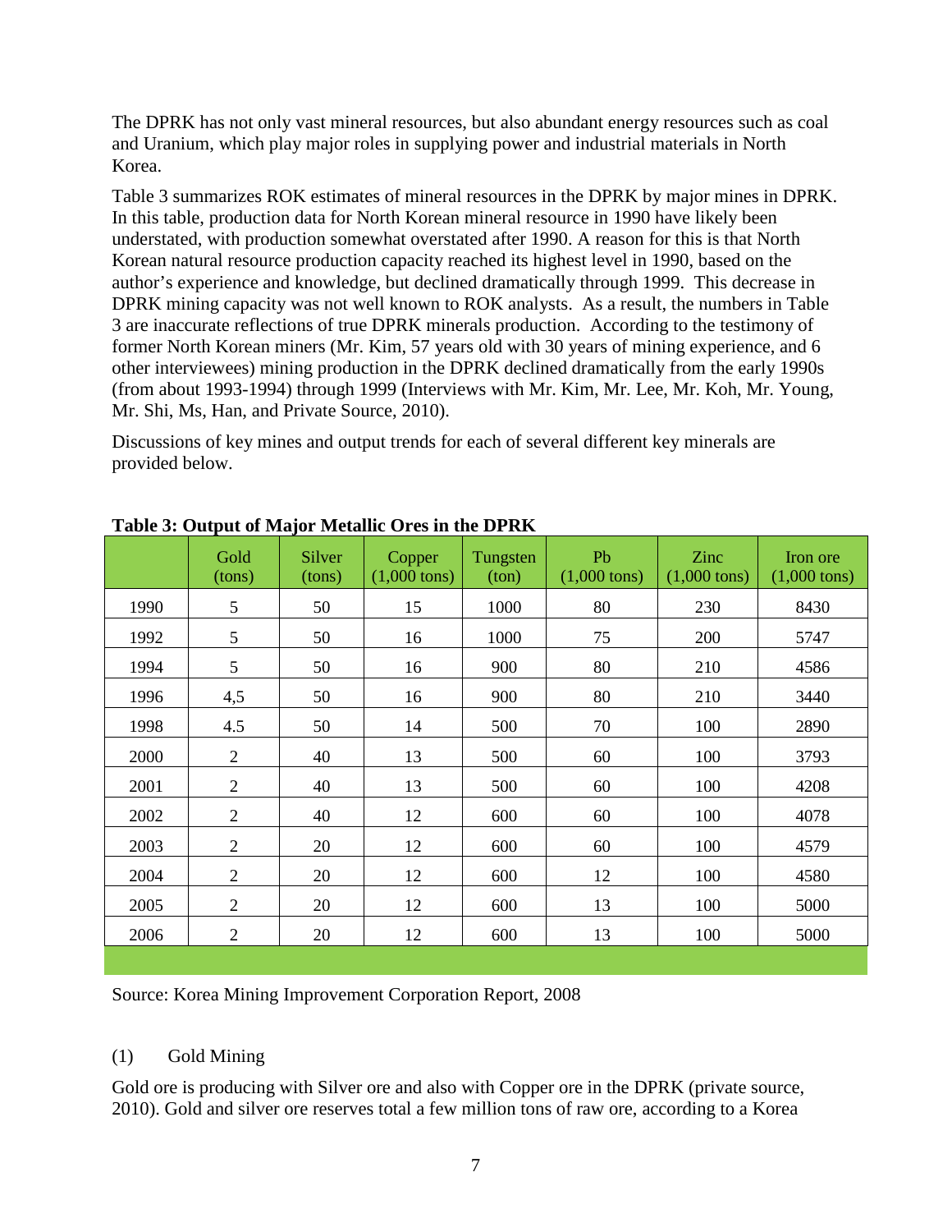The DPRK has not only vast mineral resources, but also abundant energy resources such as coal and Uranium, which play major roles in supplying power and industrial materials in North Korea.

Table 3 summarizes ROK estimates of mineral resources in the DPRK by major mines in DPRK. In this table, production data for North Korean mineral resource in 1990 have likely been understated, with production somewhat overstated after 1990. A reason for this is that North Korean natural resource production capacity reached its highest level in 1990, based on the author's experience and knowledge, but declined dramatically through 1999. This decrease in DPRK mining capacity was not well known to ROK analysts. As a result, the numbers in Table 3 are inaccurate reflections of true DPRK minerals production. According to the testimony of former North Korean miners (Mr. Kim, 57 years old with 30 years of mining experience, and 6 other interviewees) mining production in the DPRK declined dramatically from the early 1990s (from about 1993-1994) through 1999 (Interviews with Mr. Kim, Mr. Lee, Mr. Koh, Mr. Young, Mr. Shi, Ms, Han, and Private Source, 2010).

Discussions of key mines and output trends for each of several different key minerals are provided below.

**Table 3: Output of Major Metallic Ores in the DPRK**

| | Gold (tons) | Silver (tons) | Copper (1,000 tons) | Tungsten (ton) | Pb (1,000 tons) | Zinc (1,000 tons) | Iron ore (1,000 tons) |
|---|---|---|---|---|---|---|---|
| 1990 | 5 | 50 | 15 | 1000 | 80 | 230 | 8430 |
| 1992 | 5 | 50 | 16 | 1000 | 75 | 200 | 5747 |
| 1994 | 5 | 50 | 16 | 900 | 80 | 210 | 4586 |
| 1996 | 4,5 | 50 | 16 | 900 | 80 | 210 | 3440 |
| 1998 | 4.5 | 50 | 14 | 500 | 70 | 100 | 2890 |
| 2000 | 2 | 40 | 13 | 500 | 60 | 100 | 3793 |
| 2001 | 2 | 40 | 13 | 500 | 60 | 100 | 4208 |
| 2002 | 2 | 40 | 12 | 600 | 60 | 100 | 4078 |
| 2003 | 2 | 20 | 12 | 600 | 60 | 100 | 4579 |
| 2004 | 2 | 20 | 12 | 600 | 12 | 100 | 4580 |
| 2005 | 2 | 20 | 12 | 600 | 13 | 100 | 5000 |
| 2006 | 2 | 20 | 12 | 600 | 13 | 100 | 5000 |

Source: Korea Mining Improvement Corporation Report, 2008

### (1) Gold Mining

Gold ore is producing with Silver ore and also with Copper ore in the DPRK (private source, 2010). Gold and silver ore reserves total a few million tons of raw ore, according to a Korea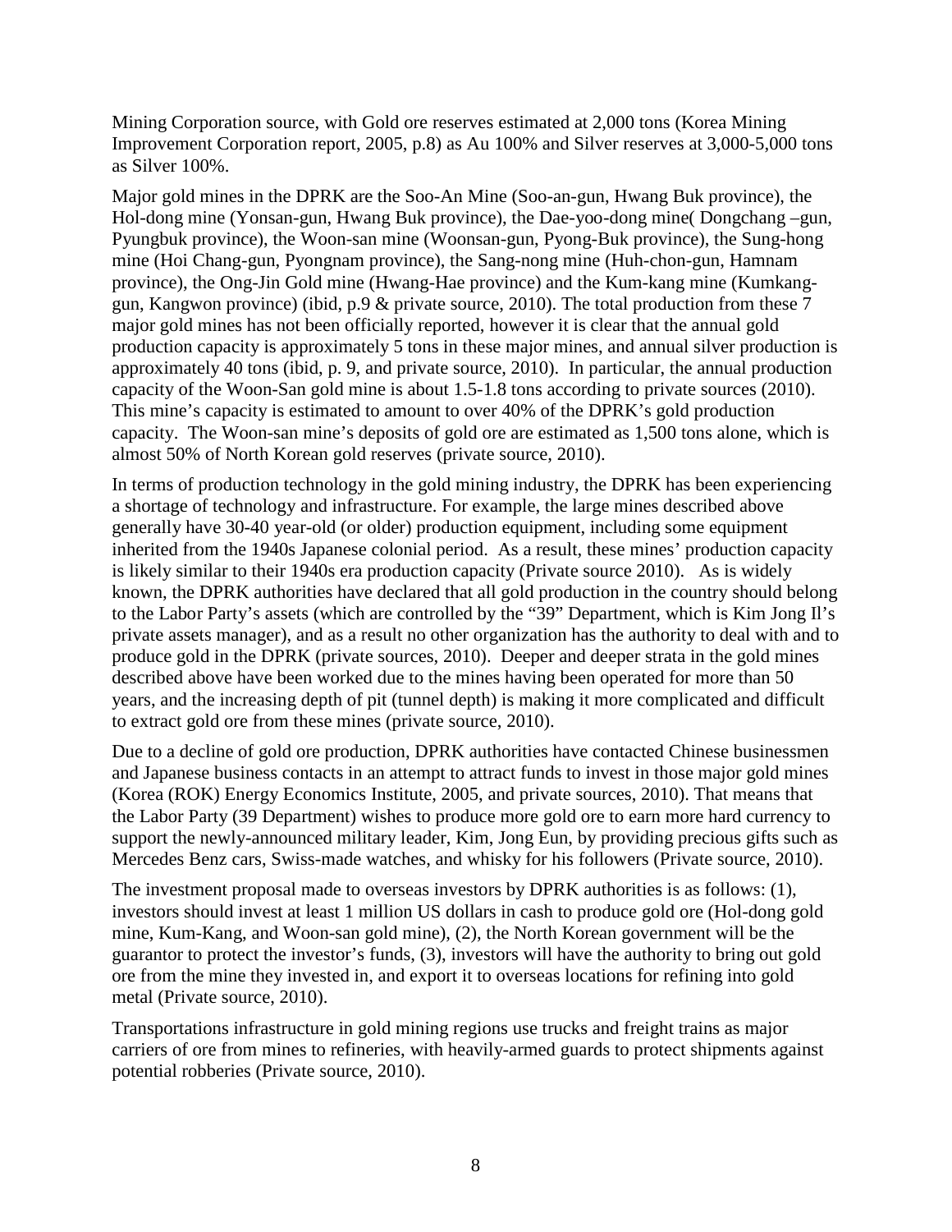Mining Corporation source, with Gold ore reserves estimated at 2,000 tons (Korea Mining Improvement Corporation report, 2005, p.8) as Au 100% and Silver reserves at 3,000-5,000 tons as Silver 100%.

Major gold mines in the DPRK are the Soo-An Mine (Soo-an-gun, Hwang Buk province), the Hol-dong mine (Yonsan-gun, Hwang Buk province), the Dae-yoo-dong mine( Dongchang –gun, Pyungbuk province), the Woon-san mine (Woonsan-gun, Pyong-Buk province), the Sung-hong mine (Hoi Chang-gun, Pyongnam province), the Sang-nong mine (Huh-chon-gun, Hamnam province), the Ong-Jin Gold mine (Hwang-Hae province) and the Kum-kang mine (Kumkang-gun, Kangwon province) (ibid, p.9 & private source, 2010). The total production from these 7 major gold mines has not been officially reported, however it is clear that the annual gold production capacity is approximately 5 tons in these major mines, and annual silver production is approximately 40 tons (ibid, p. 9, and private source, 2010). In particular, the annual production capacity of the Woon-San gold mine is about 1.5-1.8 tons according to private sources (2010). This mine's capacity is estimated to amount to over 40% of the DPRK's gold production capacity. The Woon-san mine's deposits of gold ore are estimated as 1,500 tons alone, which is almost 50% of North Korean gold reserves (private source, 2010).

In terms of production technology in the gold mining industry, the DPRK has been experiencing a shortage of technology and infrastructure. For example, the large mines described above generally have 30-40 year-old (or older) production equipment, including some equipment inherited from the 1940s Japanese colonial period. As a result, these mines' production capacity is likely similar to their 1940s era production capacity (Private source 2010). As is widely known, the DPRK authorities have declared that all gold production in the country should belong to the Labor Party's assets (which are controlled by the "39" Department, which is Kim Jong Il's private assets manager), and as a result no other organization has the authority to deal with and to produce gold in the DPRK (private sources, 2010). Deeper and deeper strata in the gold mines described above have been worked due to the mines having been operated for more than 50 years, and the increasing depth of pit (tunnel depth) is making it more complicated and difficult to extract gold ore from these mines (private source, 2010).

Due to a decline of gold ore production, DPRK authorities have contacted Chinese businessmen and Japanese business contacts in an attempt to attract funds to invest in those major gold mines (Korea (ROK) Energy Economics Institute, 2005, and private sources, 2010). That means that the Labor Party (39 Department) wishes to produce more gold ore to earn more hard currency to support the newly-announced military leader, Kim, Jong Eun, by providing precious gifts such as Mercedes Benz cars, Swiss-made watches, and whisky for his followers (Private source, 2010).

The investment proposal made to overseas investors by DPRK authorities is as follows: (1), investors should invest at least 1 million US dollars in cash to produce gold ore (Hol-dong gold mine, Kum-Kang, and Woon-san gold mine), (2), the North Korean government will be the guarantor to protect the investor's funds, (3), investors will have the authority to bring out gold ore from the mine they invested in, and export it to overseas locations for refining into gold metal (Private source, 2010).

Transportations infrastructure in gold mining regions use trucks and freight trains as major carriers of ore from mines to refineries, with heavily-armed guards to protect shipments against potential robberies (Private source, 2010).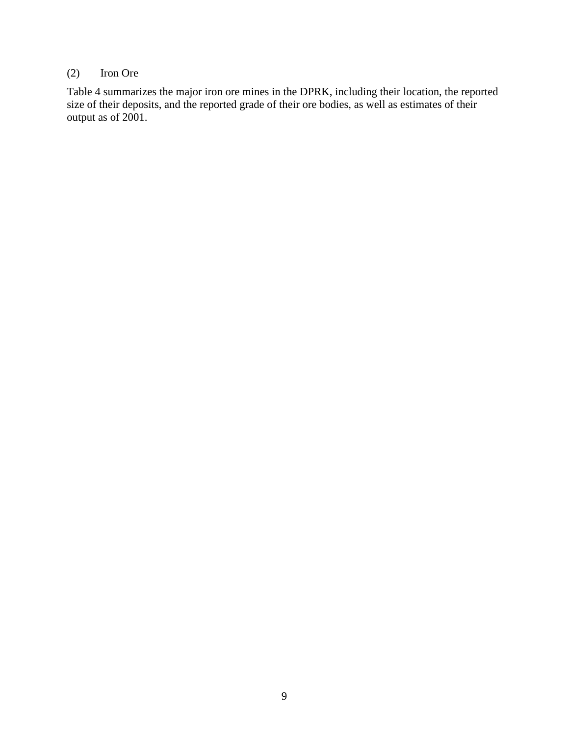### (2) Iron Ore

Table 4 summarizes the major iron ore mines in the DPRK, including their location, the reported size of their deposits, and the reported grade of their ore bodies, as well as estimates of their output as of 2001.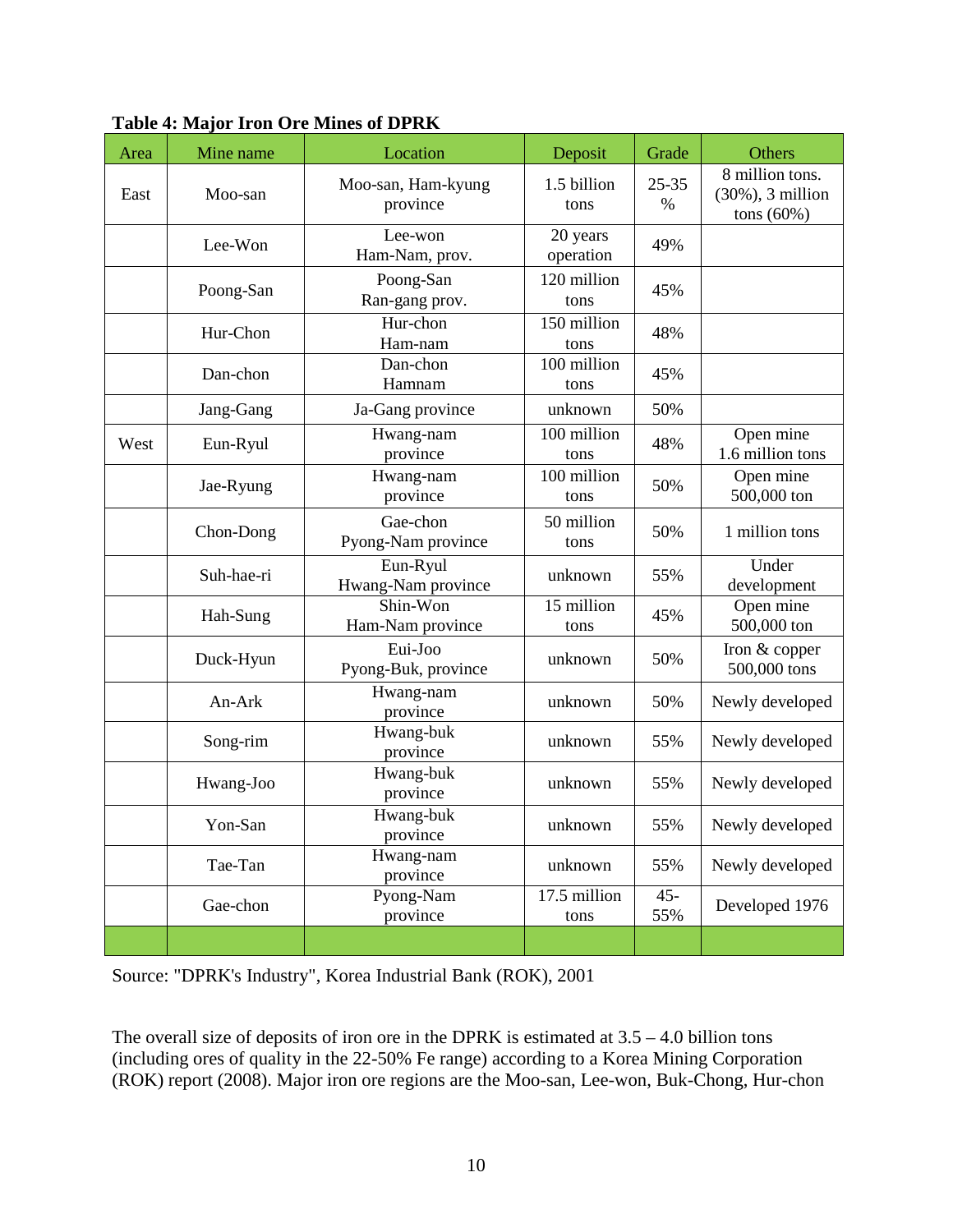**Table 4: Major Iron Ore Mines of DPRK**

| Area | Mine name | Location | Deposit | Grade | Others |
|---|---|---|---|---|---|
| East | Moo-san | Moo-san, Ham-kyung province | 1.5 billion tons | 25-35 % | 8 million tons. (30%), 3 million tons (60%) |
| | Lee-Won | Lee-won Ham-Nam, prov. | 20 years operation | 49% | |
| | Poong-San | Poong-San Ran-gang prov. | 120 million tons | 45% | |
| | Hur-Chon | Hur-chon Ham-nam | 150 million tons | 48% | |
| | Dan-chon | Dan-chon Hamnam | 100 million tons | 45% | |
| | Jang-Gang | Ja-Gang province | unknown | 50% | |
| West | Eun-Ryul | Hwang-nam province | 100 million tons | 48% | Open mine 1.6 million tons |
| | Jae-Ryung | Hwang-nam province | 100 million tons | 50% | Open mine 500,000 ton |
| | Chon-Dong | Gae-chon Pyong-Nam province | 50 million tons | 50% | 1 million tons |
| | Suh-hae-ri | Eun-Ryul Hwang-Nam province | unknown | 55% | Under development |
| | Hah-Sung | Shin-Won Ham-Nam province | 15 million tons | 45% | Open mine 500,000 ton |
| | Duck-Hyun | Eui-Joo Pyong-Buk, province | unknown | 50% | Iron & copper 500,000 tons |
| | An-Ark | Hwang-nam province | unknown | 50% | Newly developed |
| | Song-rim | Hwang-buk province | unknown | 55% | Newly developed |
| | Hwang-Joo | Hwang-buk province | unknown | 55% | Newly developed |
| | Yon-San | Hwang-buk province | unknown | 55% | Newly developed |
| | Tae-Tan | Hwang-nam province | unknown | 55% | Newly developed |
| | Gae-chon | Pyong-Nam province | 17.5 million tons | 45-55% | Developed 1976 |
| | | | | | |

Source: "DPRK's Industry", Korea Industrial Bank (ROK), 2001

The overall size of deposits of iron ore in the DPRK is estimated at 3.5 – 4.0 billion tons (including ores of quality in the 22-50% Fe range) according to a Korea Mining Corporation (ROK) report (2008). Major iron ore regions are the Moo-san, Lee-won, Buk-Chong, Hur-chon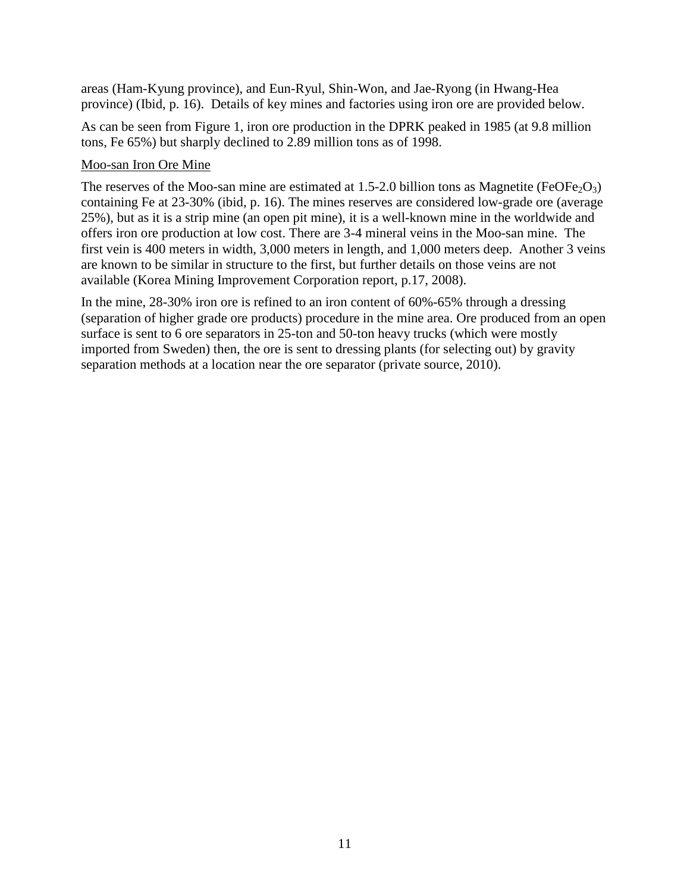areas (Ham-Kyung province), and Eun-Ryul, Shin-Won, and Jae-Ryong (in Hwang-Hea province) (Ibid, p. 16). Details of key mines and factories using iron ore are provided below.

As can be seen from Figure 1, iron ore production in the DPRK peaked in 1985 (at 9.8 million tons, Fe 65%) but sharply declined to 2.89 million tons as of 1998.

Moo-san Iron Ore Mine

The reserves of the Moo-san mine are estimated at 1.5-2.0 billion tons as Magnetite ($FeOFe_2O_3$) containing Fe at 23-30% (ibid, p. 16). The mines reserves are considered low-grade ore (average 25%), but as it is a strip mine (an open pit mine), it is a well-known mine in the worldwide and offers iron ore production at low cost. There are 3-4 mineral veins in the Moo-san mine. The first vein is 400 meters in width, 3,000 meters in length, and 1,000 meters deep. Another 3 veins are known to be similar in structure to the first, but further details on those veins are not available (Korea Mining Improvement Corporation report, p.17, 2008).

In the mine, 28-30% iron ore is refined to an iron content of 60%-65% through a dressing (separation of higher grade ore products) procedure in the mine area. Ore produced from an open surface is sent to 6 ore separators in 25-ton and 50-ton heavy trucks (which were mostly imported from Sweden) then, the ore is sent to dressing plants (for selecting out) by gravity separation methods at a location near the ore separator (private source, 2010).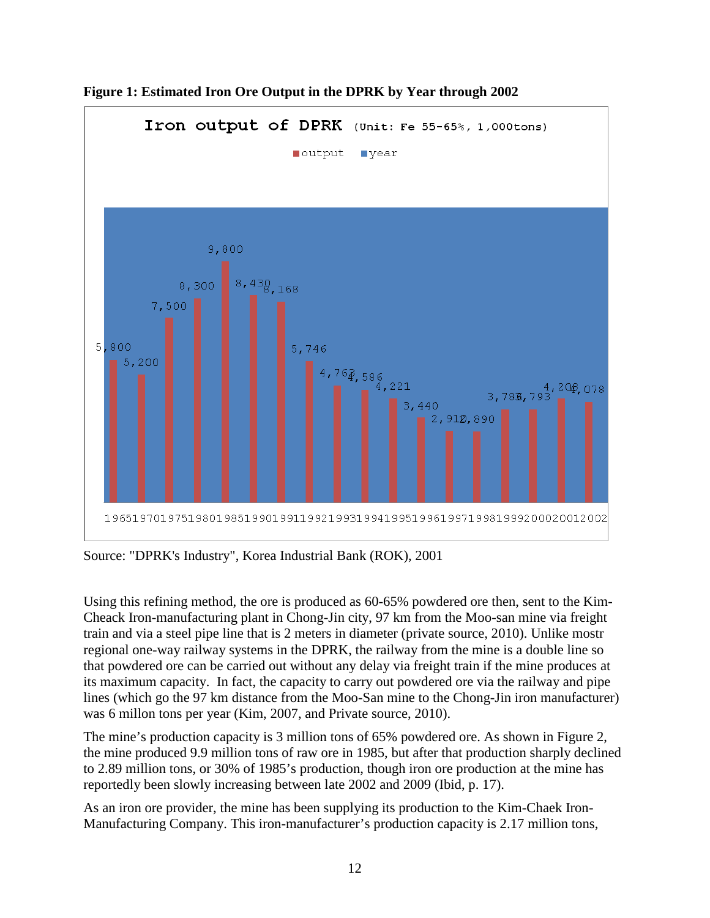**Figure 1: Estimated Iron Ore Output in the DPRK by Year through 2002**

Iron output of DPRK (Unit: Fe 55-65%, 1,000tons)

| year | output |
|---|---|
| 1965 | 5,800 |
| 1970 | 5,200 |
| 1975 | 7,500 |
| 1980 | 8,300 |
| 1985 | 9,800 |
| 1990 | 8,430 |
| 1991 | 8,168 |
| 1992 | 5,746 |
| 1993 | 4,763 |
| 1994 | 4,586 |
| 1995 | 4,221 |
| 1996 | 3,440 |
| 1997 | 2,910 |
| 1998 | 2,890 |
| 1999 | 3,785 |
| 2000 | 3,793 |
| 2001 | 4,208 |
| 2002 | 4,078 |

Source: "DPRK's Industry", Korea Industrial Bank (ROK), 2001

Using this refining method, the ore is produced as 60-65% powdered ore then, sent to the Kim-Cheack Iron-manufacturing plant in Chong-Jin city, 97 km from the Moo-san mine via freight train and via a steel pipe line that is 2 meters in diameter (private source, 2010). Unlike mostr regional one-way railway systems in the DPRK, the railway from the mine is a double line so that powdered ore can be carried out without any delay via freight train if the mine produces at its maximum capacity. In fact, the capacity to carry out powdered ore via the railway and pipe lines (which go the 97 km distance from the Moo-San mine to the Chong-Jin iron manufacturer) was 6 millon tons per year (Kim, 2007, and Private source, 2010).

The mine's production capacity is 3 million tons of 65% powdered ore. As shown in Figure 2, the mine produced 9.9 million tons of raw ore in 1985, but after that production sharply declined to 2.89 million tons, or 30% of 1985's production, though iron ore production at the mine has reportedly been slowly increasing between late 2002 and 2009 (Ibid, p. 17).

As an iron ore provider, the mine has been supplying its production to the Kim-Chaek Iron-Manufacturing Company. This iron-manufacturer's production capacity is 2.17 million tons,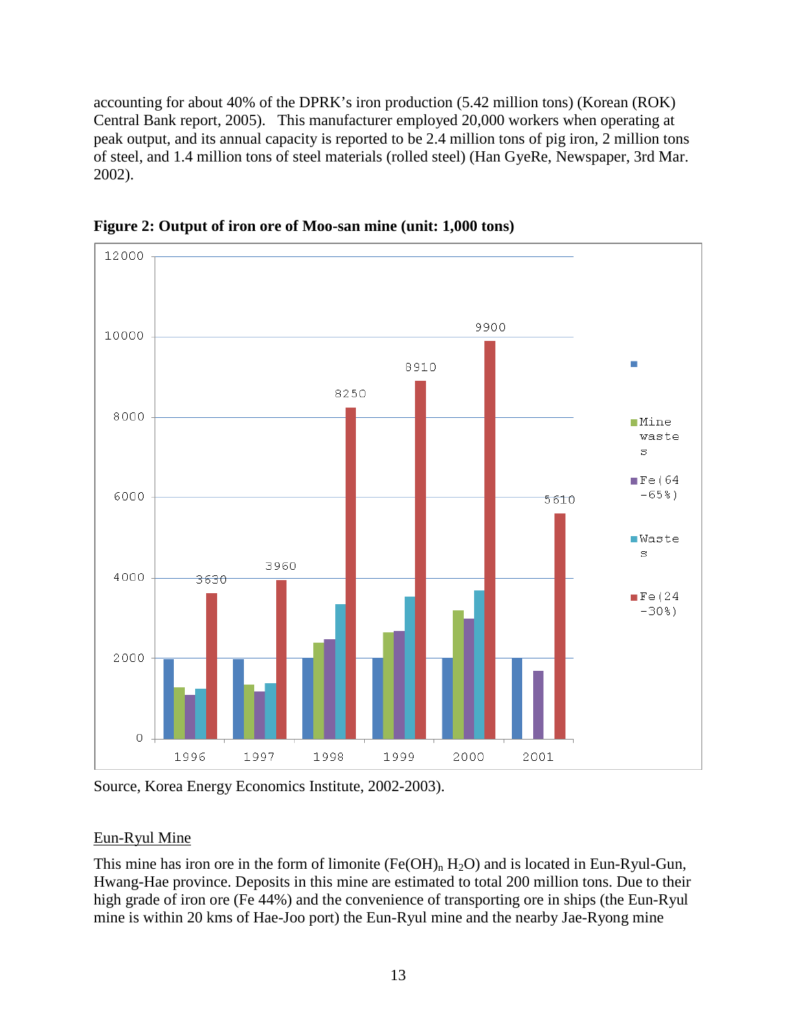accounting for about 40% of the DPRK's iron production (5.42 million tons) (Korean (ROK) Central Bank report, 2005). This manufacturer employed 20,000 workers when operating at peak output, and its annual capacity is reported to be 2.4 million tons of pig iron, 2 million tons of steel, and 1.4 million tons of steel materials (rolled steel) (Han GyeRe, Newspaper, 3rd Mar. 2002).

**Figure 2: Output of iron ore of Moo-san mine (unit: 1,000 tons)**

Source, Korea Energy Economics Institute, 2002-2003).

## Eun-Ryul Mine

This mine has iron ore in the form of limonite ($Fe(OH)_n H_2O$) and is located in Eun-Ryul-Gun, Hwang-Hae province. Deposits in this mine are estimated to total 200 million tons. Due to their high grade of iron ore (Fe 44%) and the convenience of transporting ore in ships (the Eun-Ryul mine is within 20 kms of Hae-Joo port) the Eun-Ryul mine and the nearby Jae-Ryong mine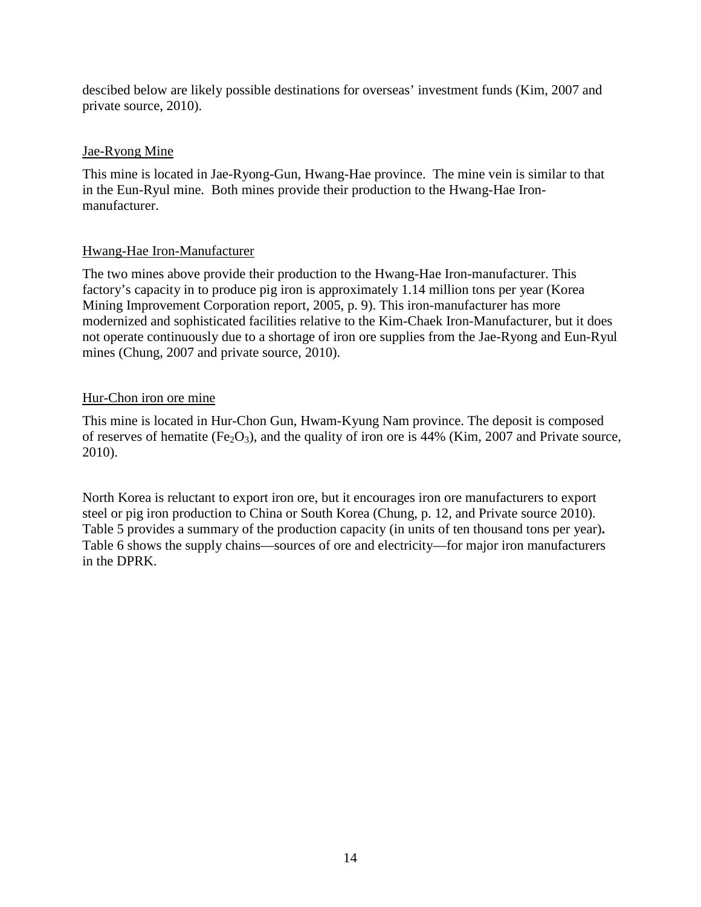descibed below are likely possible destinations for overseas' investment funds (Kim, 2007 and private source, 2010).

<u>Jae-Ryong Mine</u>

This mine is located in Jae-Ryong-Gun, Hwang-Hae province. The mine vein is similar to that in the Eun-Ryul mine. Both mines provide their production to the Hwang-Hae Iron-manufacturer.

<u>Hwang-Hae Iron-Manufacturer</u>

The two mines above provide their production to the Hwang-Hae Iron-manufacturer. This factory's capacity in to produce pig iron is approximately 1.14 million tons per year (Korea Mining Improvement Corporation report, 2005, p. 9). This iron-manufacturer has more modernized and sophisticated facilities relative to the Kim-Chaek Iron-Manufacturer, but it does not operate continuously due to a shortage of iron ore supplies from the Jae-Ryong and Eun-Ryul mines (Chung, 2007 and private source, 2010).

<u>Hur-Chon iron ore mine</u>

This mine is located in Hur-Chon Gun, Hwam-Kyung Nam province. The deposit is composed of reserves of hematite ($Fe_2O_3$), and the quality of iron ore is 44% (Kim, 2007 and Private source, 2010).

North Korea is reluctant to export iron ore, but it encourages iron ore manufacturers to export steel or pig iron production to China or South Korea (Chung, p. 12, and Private source 2010). Table 5 provides a summary of the production capacity (in units of ten thousand tons per year)**.** Table 6 shows the supply chains—sources of ore and electricity—for major iron manufacturers in the DPRK.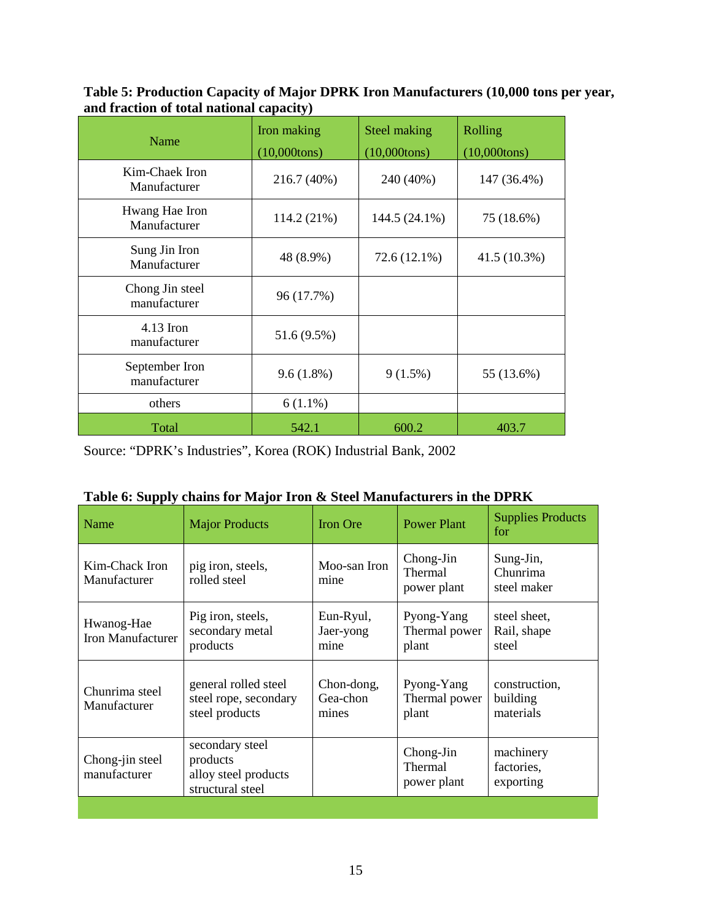**Table 5: Production Capacity of Major DPRK Iron Manufacturers (10,000 tons per year, and fraction of total national capacity)**

| Name | Iron making (10,000tons) | Steel making (10,000tons) | Rolling (10,000tons) |
|---|---|---|---|
| Kim-Chaek Iron Manufacturer | 216.7 (40%) | 240 (40%) | 147 (36.4%) |
| Hwang Hae Iron Manufacturer | 114.2 (21%) | 144.5 (24.1%) | 75 (18.6%) |
| Sung Jin Iron Manufacturer | 48 (8.9%) | 72.6 (12.1%) | 41.5 (10.3%) |
| Chong Jin steel manufacturer | 96 (17.7%) | | |
| 4.13 Iron manufacturer | 51.6 (9.5%) | | |
| September Iron manufacturer | 9.6 (1.8%) | 9 (1.5%) | 55 (13.6%) |
| others | 6 (1.1%) | | |
| Total | 542.1 | 600.2 | 403.7 |

Source: "DPRK's Industries", Korea (ROK) Industrial Bank, 2002

**Table 6: Supply chains for Major Iron & Steel Manufacturers in the DPRK**

| Name | Major Products | Iron Ore | Power Plant | Supplies Products for |
|---|---|---|---|---|
| Kim-Chack Iron Manufacturer | pig iron, steels, rolled steel | Moo-san Iron mine | Chong-Jin Thermal power plant | Sung-Jin, Chunrima steel maker |
| Hwanog-Hae Iron Manufacturer | Pig iron, steels, secondary metal products | Eun-Ryul, Jaer-yong mine | Pyong-Yang Thermal power plant | steel sheet, Rail, shape steel |
| Chunrima steel Manufacturer | general rolled steel steel rope, secondary steel products | Chon-dong, Gea-chon mines | Pyong-Yang Thermal power plant | construction, building materials |
| Chong-jin steel manufacturer | secondary steel products alloy steel products structural steel | | Chong-Jin Thermal power plant | machinery factories, exporting |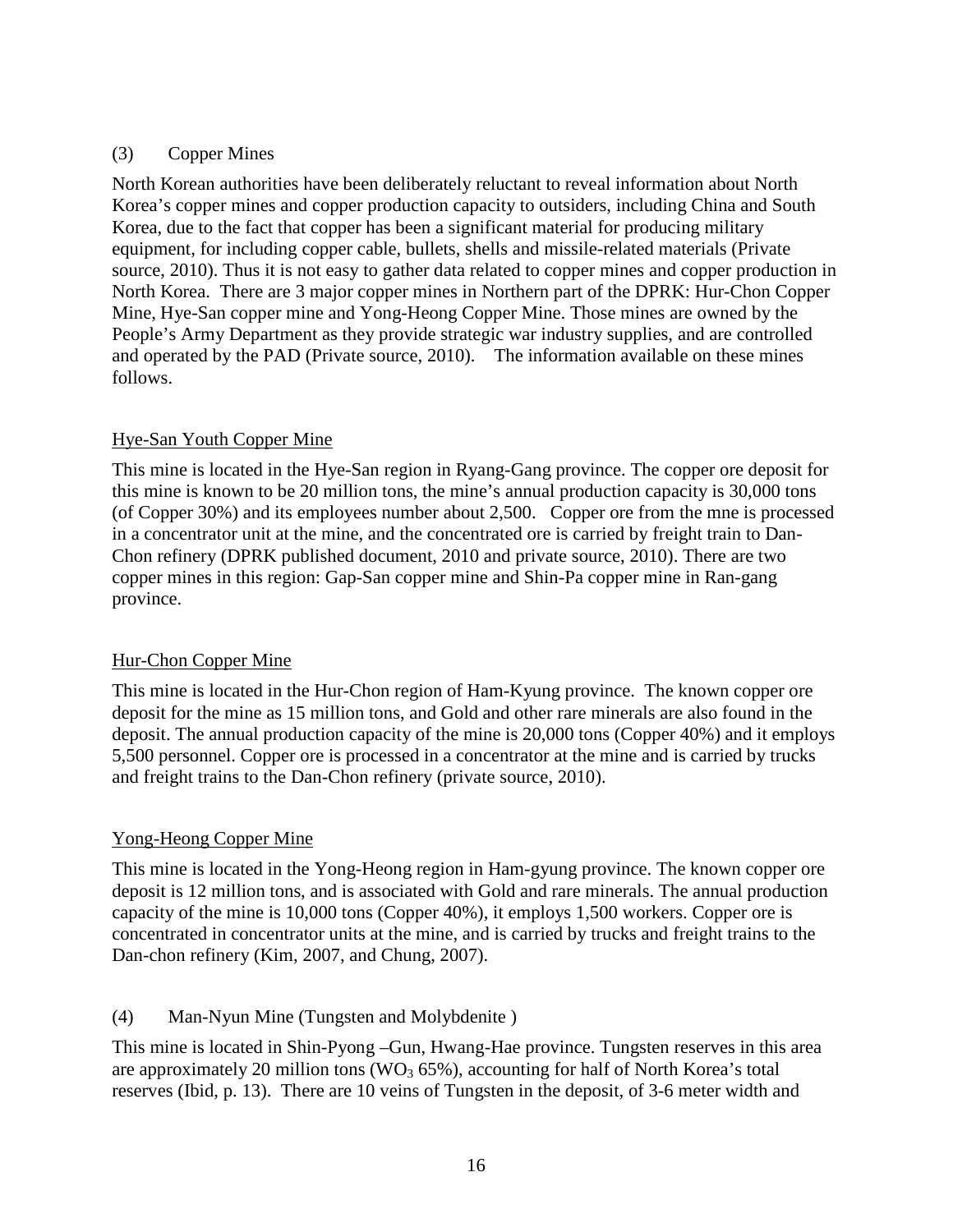### (3) Copper Mines

North Korean authorities have been deliberately reluctant to reveal information about North Korea's copper mines and copper production capacity to outsiders, including China and South Korea, due to the fact that copper has been a significant material for producing military equipment, for including copper cable, bullets, shells and missile-related materials (Private source, 2010). Thus it is not easy to gather data related to copper mines and copper production in North Korea. There are 3 major copper mines in Northern part of the DPRK: Hur-Chon Copper Mine, Hye-San copper mine and Yong-Heong Copper Mine. Those mines are owned by the People's Army Department as they provide strategic war industry supplies, and are controlled and operated by the PAD (Private source, 2010). The information available on these mines follows.

#### Hye-San Youth Copper Mine

This mine is located in the Hye-San region in Ryang-Gang province. The copper ore deposit for this mine is known to be 20 million tons, the mine's annual production capacity is 30,000 tons (of Copper 30%) and its employees number about 2,500. Copper ore from the mne is processed in a concentrator unit at the mine, and the concentrated ore is carried by freight train to Dan-Chon refinery (DPRK published document, 2010 and private source, 2010). There are two copper mines in this region: Gap-San copper mine and Shin-Pa copper mine in Ran-gang province.

#### Hur-Chon Copper Mine

This mine is located in the Hur-Chon region of Ham-Kyung province. The known copper ore deposit for the mine as 15 million tons, and Gold and other rare minerals are also found in the deposit. The annual production capacity of the mine is 20,000 tons (Copper 40%) and it employs 5,500 personnel. Copper ore is processed in a concentrator at the mine and is carried by trucks and freight trains to the Dan-Chon refinery (private source, 2010).

#### Yong-Heong Copper Mine

This mine is located in the Yong-Heong region in Ham-gyung province. The known copper ore deposit is 12 million tons, and is associated with Gold and rare minerals. The annual production capacity of the mine is 10,000 tons (Copper 40%), it employs 1,500 workers. Copper ore is concentrated in concentrator units at the mine, and is carried by trucks and freight trains to the Dan-chon refinery (Kim, 2007, and Chung, 2007).

### (4) Man-Nyun Mine (Tungsten and Molybdenite )

This mine is located in Shin-Pyong –Gun, Hwang-Hae province. Tungsten reserves in this area are approximately 20 million tons ($WO_3$ 65%), accounting for half of North Korea's total reserves (Ibid, p. 13). There are 10 veins of Tungsten in the deposit, of 3-6 meter width and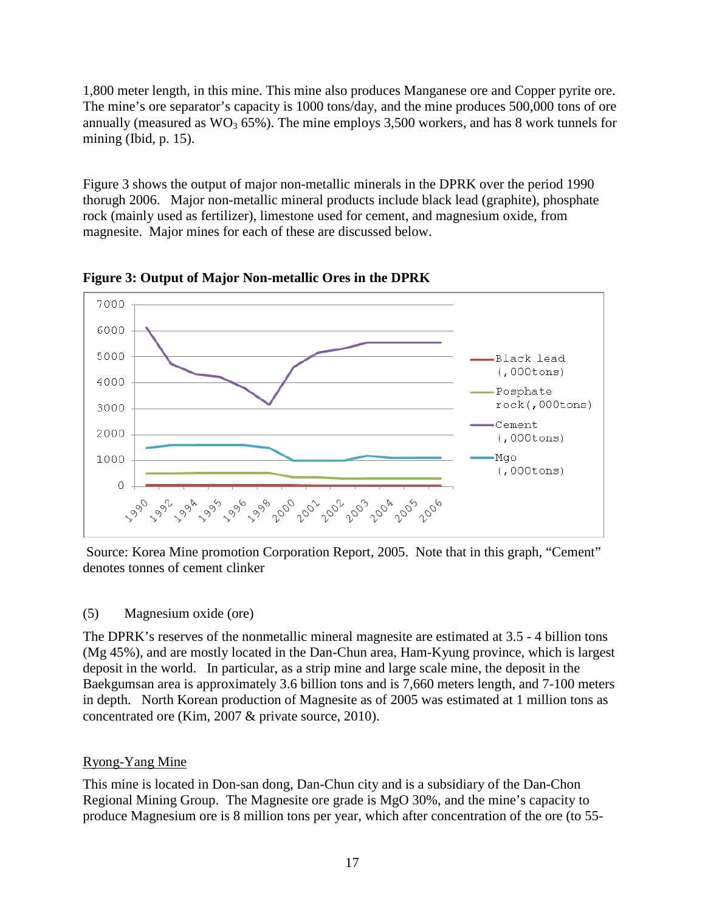1,800 meter length, in this mine. This mine also produces Manganese ore and Copper pyrite ore. The mine's ore separator's capacity is 1000 tons/day, and the mine produces 500,000 tons of ore annually (measured as $WO_3$ 65%). The mine employs 3,500 workers, and has 8 work tunnels for mining (Ibid, p. 15).

Figure 3 shows the output of major non-metallic minerals in the DPRK over the period 1990 thorugh 2006. Major non-metallic mineral products include black lead (graphite), phosphate rock (mainly used as fertilizer), limestone used for cement, and magnesium oxide, from magnesite. Major mines for each of these are discussed below.

**Figure 3: Output of Major Non-metallic Ores in the DPRK**

Source: Korea Mine promotion Corporation Report, 2005. Note that in this graph, "Cement" denotes tonnes of cement clinker

(5) Magnesium oxide (ore)

The DPRK's reserves of the nonmetallic mineral magnesite are estimated at 3.5 - 4 billion tons (Mg 45%), and are mostly located in the Dan-Chun area, Ham-Kyung province, which is largest deposit in the world. In particular, as a strip mine and large scale mine, the deposit in the Baekgumsan area is approximately 3.6 billion tons and is 7,660 meters length, and 7-100 meters in depth. North Korean production of Magnesite as of 2005 was estimated at 1 million tons as concentrated ore (Kim, 2007 & private source, 2010).

<u>Ryong-Yang Mine</u>

This mine is located in Don-san dong, Dan-Chun city and is a subsidiary of the Dan-Chon Regional Mining Group. The Magnesite ore grade is MgO 30%, and the mine's capacity to produce Magnesium ore is 8 million tons per year, which after concentration of the ore (to 55-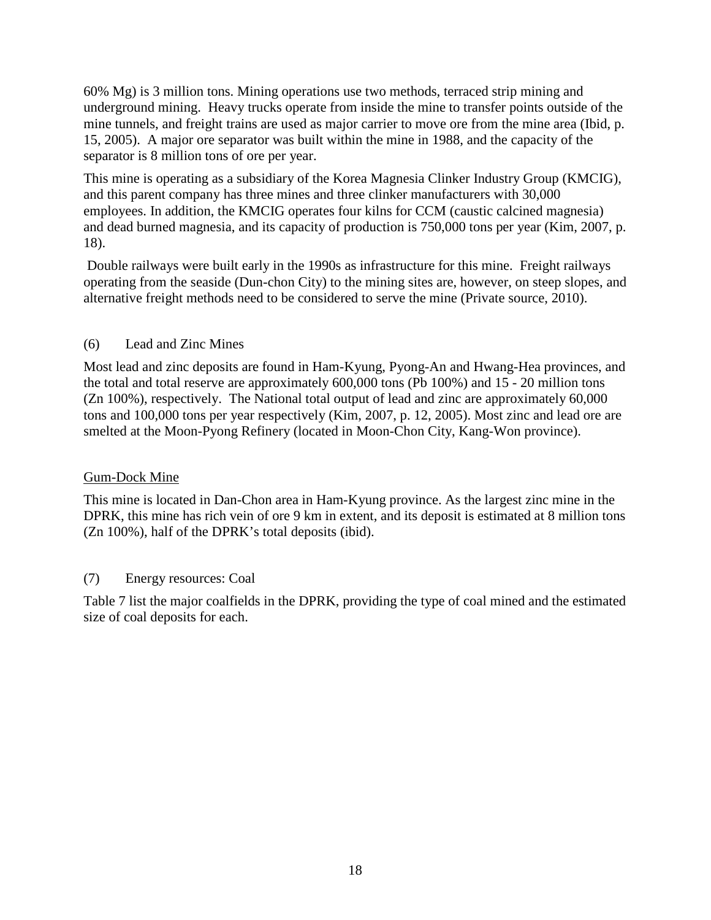60% Mg) is 3 million tons. Mining operations use two methods, terraced strip mining and underground mining. Heavy trucks operate from inside the mine to transfer points outside of the mine tunnels, and freight trains are used as major carrier to move ore from the mine area (Ibid, p. 15, 2005). A major ore separator was built within the mine in 1988, and the capacity of the separator is 8 million tons of ore per year.

This mine is operating as a subsidiary of the Korea Magnesia Clinker Industry Group (KMCIG), and this parent company has three mines and three clinker manufacturers with 30,000 employees. In addition, the KMCIG operates four kilns for CCM (caustic calcined magnesia) and dead burned magnesia, and its capacity of production is 750,000 tons per year (Kim, 2007, p. 18).

Double railways were built early in the 1990s as infrastructure for this mine. Freight railways operating from the seaside (Dun-chon City) to the mining sites are, however, on steep slopes, and alternative freight methods need to be considered to serve the mine (Private source, 2010).

### (6) Lead and Zinc Mines

Most lead and zinc deposits are found in Ham-Kyung, Pyong-An and Hwang-Hea provinces, and the total and total reserve are approximately 600,000 tons (Pb 100%) and 15 - 20 million tons (Zn 100%), respectively. The National total output of lead and zinc are approximately 60,000 tons and 100,000 tons per year respectively (Kim, 2007, p. 12, 2005). Most zinc and lead ore are smelted at the Moon-Pyong Refinery (located in Moon-Chon City, Kang-Won province).

#### Gum-Dock Mine

This mine is located in Dan-Chon area in Ham-Kyung province. As the largest zinc mine in the DPRK, this mine has rich vein of ore 9 km in extent, and its deposit is estimated at 8 million tons (Zn 100%), half of the DPRK's total deposits (ibid).

### (7) Energy resources: Coal

Table 7 list the major coalfields in the DPRK, providing the type of coal mined and the estimated size of coal deposits for each.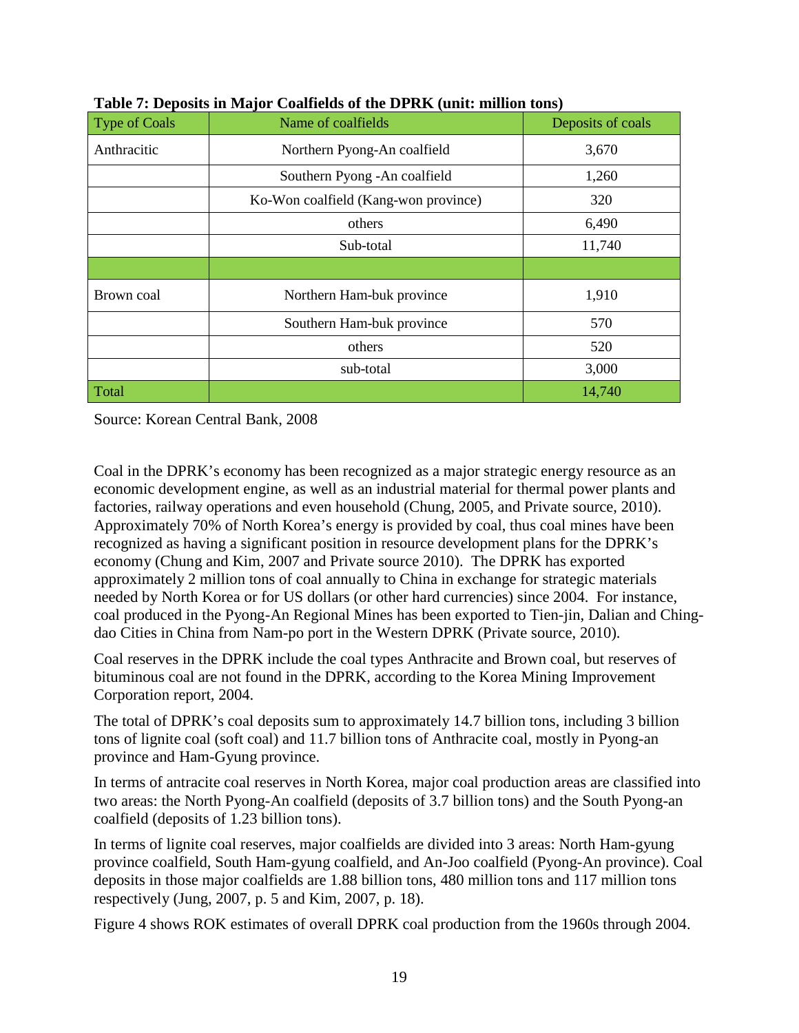**Table 7: Deposits in Major Coalfields of the DPRK (unit: million tons)**

| Type of Coals | Name of coalfields | Deposits of coals |
|---|---|---|
| Anthracitic | Northern Pyong-An coalfield | 3,670 |
| | Southern Pyong -An coalfield | 1,260 |
| | Ko-Won coalfield (Kang-won province) | 320 |
| | others | 6,490 |
| | Sub-total | 11,740 |
| | | |
| Brown coal | Northern Ham-buk province | 1,910 |
| | Southern Ham-buk province | 570 |
| | others | 520 |
| | sub-total | 3,000 |
| Total | | 14,740 |

Source: Korean Central Bank, 2008

Coal in the DPRK's economy has been recognized as a major strategic energy resource as an economic development engine, as well as an industrial material for thermal power plants and factories, railway operations and even household (Chung, 2005, and Private source, 2010). Approximately 70% of North Korea's energy is provided by coal, thus coal mines have been recognized as having a significant position in resource development plans for the DPRK's economy (Chung and Kim, 2007 and Private source 2010). The DPRK has exported approximately 2 million tons of coal annually to China in exchange for strategic materials needed by North Korea or for US dollars (or other hard currencies) since 2004. For instance, coal produced in the Pyong-An Regional Mines has been exported to Tien-jin, Dalian and Ching-dao Cities in China from Nam-po port in the Western DPRK (Private source, 2010).

Coal reserves in the DPRK include the coal types Anthracite and Brown coal, but reserves of bituminous coal are not found in the DPRK, according to the Korea Mining Improvement Corporation report, 2004.

The total of DPRK's coal deposits sum to approximately 14.7 billion tons, including 3 billion tons of lignite coal (soft coal) and 11.7 billion tons of Anthracite coal, mostly in Pyong-an province and Ham-Gyung province.

In terms of antracite coal reserves in North Korea, major coal production areas are classified into two areas: the North Pyong-An coalfield (deposits of 3.7 billion tons) and the South Pyong-an coalfield (deposits of 1.23 billion tons).

In terms of lignite coal reserves, major coalfields are divided into 3 areas: North Ham-gyung province coalfield, South Ham-gyung coalfield, and An-Joo coalfield (Pyong-An province). Coal deposits in those major coalfields are 1.88 billion tons, 480 million tons and 117 million tons respectively (Jung, 2007, p. 5 and Kim, 2007, p. 18).

Figure 4 shows ROK estimates of overall DPRK coal production from the 1960s through 2004.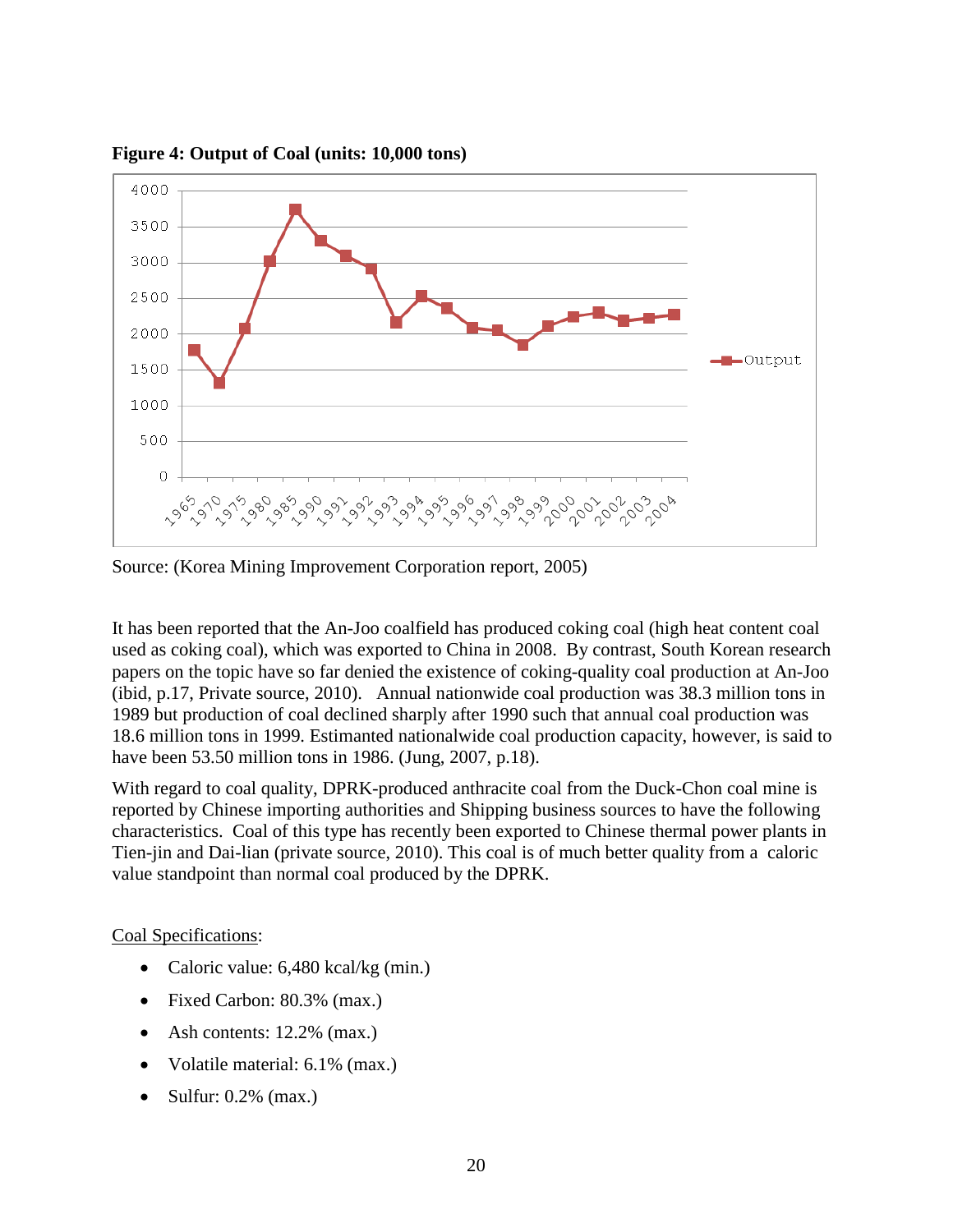**Figure 4: Output of Coal (units: 10,000 tons)**

Source: (Korea Mining Improvement Corporation report, 2005)

It has been reported that the An-Joo coalfield has produced coking coal (high heat content coal used as coking coal), which was exported to China in 2008. By contrast, South Korean research papers on the topic have so far denied the existence of coking-quality coal production at An-Joo (ibid, p.17, Private source, 2010). Annual nationwide coal production was 38.3 million tons in 1989 but production of coal declined sharply after 1990 such that annual coal production was 18.6 million tons in 1999. Estimanted nationalwide coal production capacity, however, is said to have been 53.50 million tons in 1986. (Jung, 2007, p.18).

With regard to coal quality, DPRK-produced anthracite coal from the Duck-Chon coal mine is reported by Chinese importing authorities and Shipping business sources to have the following characteristics. Coal of this type has recently been exported to Chinese thermal power plants in Tien-jin and Dai-lian (private source, 2010). This coal is of much better quality from a caloric value standpoint than normal coal produced by the DPRK.

<u>Coal Specifications</u>:

- Caloric value: 6,480 kcal/kg (min.)
- Fixed Carbon: 80.3% (max.)
- Ash contents: 12.2% (max.)
- Volatile material: 6.1% (max.)
- Sulfur: 0.2% (max.)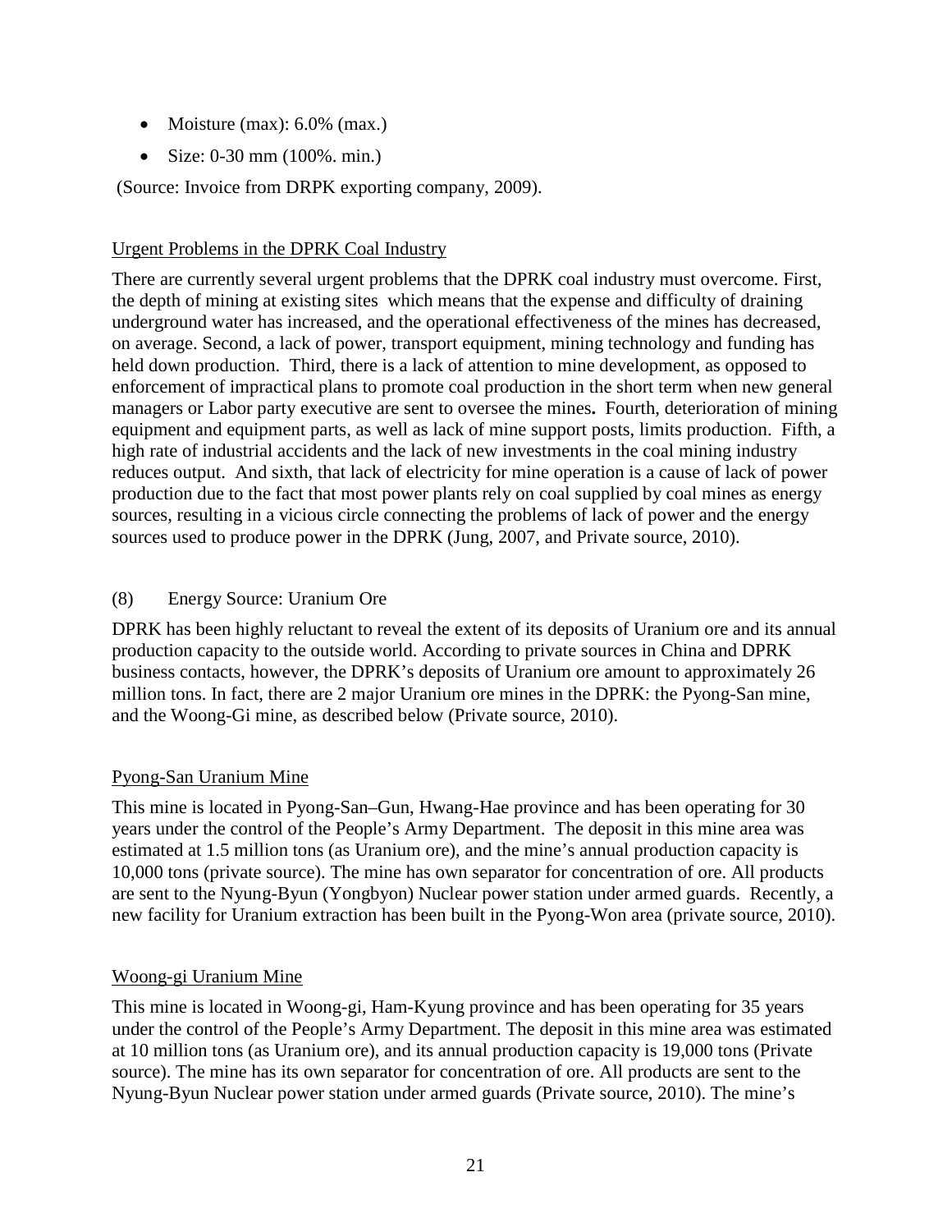- Moisture (max): 6.0% (max.)
- Size: 0-30 mm (100%. min.)

(Source: Invoice from DRPK exporting company, 2009).

<u>Urgent Problems in the DPRK Coal Industry</u>

There are currently several urgent problems that the DPRK coal industry must overcome. First, the depth of mining at existing sites which means that the expense and difficulty of draining underground water has increased, and the operational effectiveness of the mines has decreased, on average. Second, a lack of power, transport equipment, mining technology and funding has held down production. Third, there is a lack of attention to mine development, as opposed to enforcement of impractical plans to promote coal production in the short term when new general managers or Labor party executive are sent to oversee the mines**.** Fourth, deterioration of mining equipment and equipment parts, as well as lack of mine support posts, limits production. Fifth, a high rate of industrial accidents and the lack of new investments in the coal mining industry reduces output. And sixth, that lack of electricity for mine operation is a cause of lack of power production due to the fact that most power plants rely on coal supplied by coal mines as energy sources, resulting in a vicious circle connecting the problems of lack of power and the energy sources used to produce power in the DPRK (Jung, 2007, and Private source, 2010).

(8) Energy Source: Uranium Ore

DPRK has been highly reluctant to reveal the extent of its deposits of Uranium ore and its annual production capacity to the outside world. According to private sources in China and DPRK business contacts, however, the DPRK's deposits of Uranium ore amount to approximately 26 million tons. In fact, there are 2 major Uranium ore mines in the DPRK: the Pyong-San mine, and the Woong-Gi mine, as described below (Private source, 2010).

<u>Pyong-San Uranium Mine</u>

This mine is located in Pyong-San–Gun, Hwang-Hae province and has been operating for 30 years under the control of the People's Army Department. The deposit in this mine area was estimated at 1.5 million tons (as Uranium ore), and the mine's annual production capacity is 10,000 tons (private source). The mine has own separator for concentration of ore. All products are sent to the Nyung-Byun (Yongbyon) Nuclear power station under armed guards. Recently, a new facility for Uranium extraction has been built in the Pyong-Won area (private source, 2010).

<u>Woong-gi Uranium Mine</u>

This mine is located in Woong-gi, Ham-Kyung province and has been operating for 35 years under the control of the People's Army Department. The deposit in this mine area was estimated at 10 million tons (as Uranium ore), and its annual production capacity is 19,000 tons (Private source). The mine has its own separator for concentration of ore. All products are sent to the Nyung-Byun Nuclear power station under armed guards (Private source, 2010). The mine's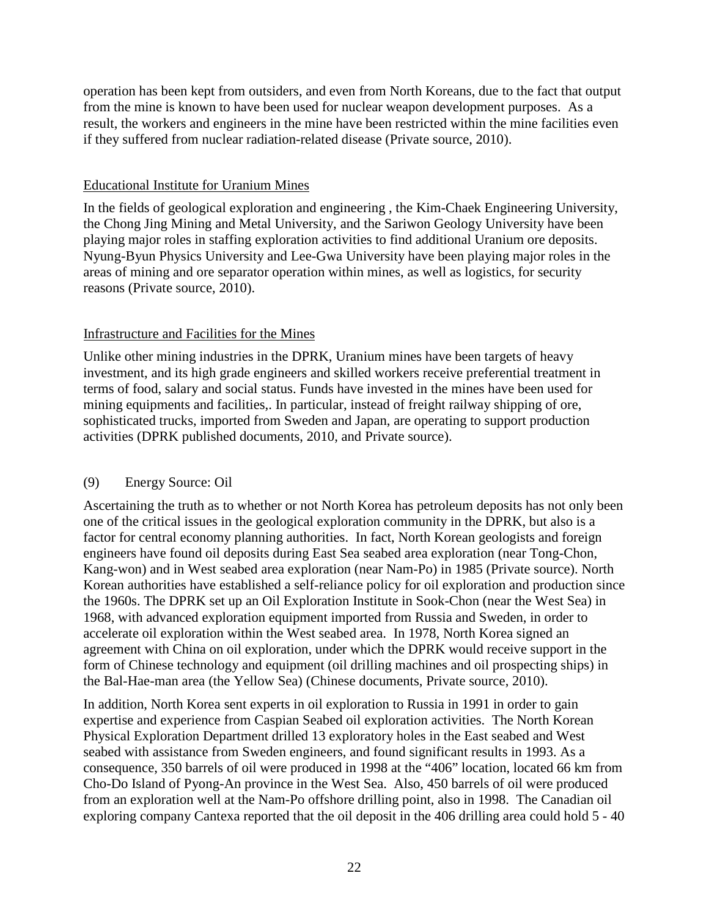operation has been kept from outsiders, and even from North Koreans, due to the fact that output from the mine is known to have been used for nuclear weapon development purposes. As a result, the workers and engineers in the mine have been restricted within the mine facilities even if they suffered from nuclear radiation-related disease (Private source, 2010).

Educational Institute for Uranium Mines

In the fields of geological exploration and engineering , the Kim-Chaek Engineering University, the Chong Jing Mining and Metal University, and the Sariwon Geology University have been playing major roles in staffing exploration activities to find additional Uranium ore deposits. Nyung-Byun Physics University and Lee-Gwa University have been playing major roles in the areas of mining and ore separator operation within mines, as well as logistics, for security reasons (Private source, 2010).

Infrastructure and Facilities for the Mines

Unlike other mining industries in the DPRK, Uranium mines have been targets of heavy investment, and its high grade engineers and skilled workers receive preferential treatment in terms of food, salary and social status. Funds have invested in the mines have been used for mining equipments and facilities,. In particular, instead of freight railway shipping of ore, sophisticated trucks, imported from Sweden and Japan, are operating to support production activities (DPRK published documents, 2010, and Private source).

(9) Energy Source: Oil

Ascertaining the truth as to whether or not North Korea has petroleum deposits has not only been one of the critical issues in the geological exploration community in the DPRK, but also is a factor for central economy planning authorities. In fact, North Korean geologists and foreign engineers have found oil deposits during East Sea seabed area exploration (near Tong-Chon, Kang-won) and in West seabed area exploration (near Nam-Po) in 1985 (Private source). North Korean authorities have established a self-reliance policy for oil exploration and production since the 1960s. The DPRK set up an Oil Exploration Institute in Sook-Chon (near the West Sea) in 1968, with advanced exploration equipment imported from Russia and Sweden, in order to accelerate oil exploration within the West seabed area. In 1978, North Korea signed an agreement with China on oil exploration, under which the DPRK would receive support in the form of Chinese technology and equipment (oil drilling machines and oil prospecting ships) in the Bal-Hae-man area (the Yellow Sea) (Chinese documents, Private source, 2010).

In addition, North Korea sent experts in oil exploration to Russia in 1991 in order to gain expertise and experience from Caspian Seabed oil exploration activities. The North Korean Physical Exploration Department drilled 13 exploratory holes in the East seabed and West seabed with assistance from Sweden engineers, and found significant results in 1993. As a consequence, 350 barrels of oil were produced in 1998 at the "406" location, located 66 km from Cho-Do Island of Pyong-An province in the West Sea. Also, 450 barrels of oil were produced from an exploration well at the Nam-Po offshore drilling point, also in 1998. The Canadian oil exploring company Cantexa reported that the oil deposit in the 406 drilling area could hold 5 - 40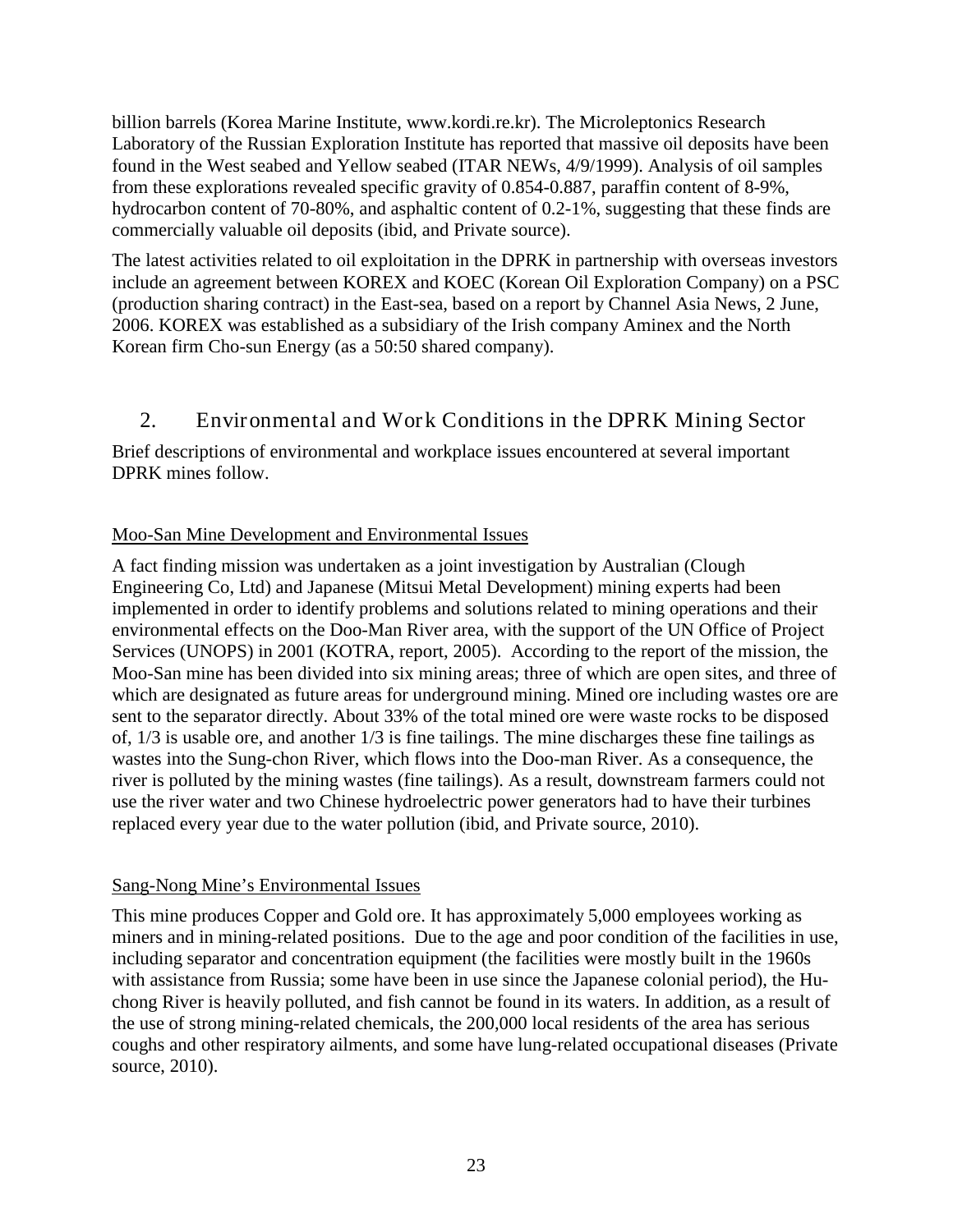billion barrels (Korea Marine Institute, www.kordi.re.kr). The Microleptonics Research Laboratory of the Russian Exploration Institute has reported that massive oil deposits have been found in the West seabed and Yellow seabed (ITAR NEWs, 4/9/1999). Analysis of oil samples from these explorations revealed specific gravity of 0.854-0.887, paraffin content of 8-9%, hydrocarbon content of 70-80%, and asphaltic content of 0.2-1%, suggesting that these finds are commercially valuable oil deposits (ibid, and Private source).

The latest activities related to oil exploitation in the DPRK in partnership with overseas investors include an agreement between KOREX and KOEC (Korean Oil Exploration Company) on a PSC (production sharing contract) in the East-sea, based on a report by Channel Asia News, 2 June, 2006. KOREX was established as a subsidiary of the Irish company Aminex and the North Korean firm Cho-sun Energy (as a 50:50 shared company).

## 2. Environmental and Work Conditions in the DPRK Mining Sector

Brief descriptions of environmental and workplace issues encountered at several important DPRK mines follow.

Moo-San Mine Development and Environmental Issues

A fact finding mission was undertaken as a joint investigation by Australian (Clough Engineering Co, Ltd) and Japanese (Mitsui Metal Development) mining experts had been implemented in order to identify problems and solutions related to mining operations and their environmental effects on the Doo-Man River area, with the support of the UN Office of Project Services (UNOPS) in 2001 (KOTRA, report, 2005). According to the report of the mission, the Moo-San mine has been divided into six mining areas; three of which are open sites, and three of which are designated as future areas for underground mining. Mined ore including wastes ore are sent to the separator directly. About 33% of the total mined ore were waste rocks to be disposed of, 1/3 is usable ore, and another 1/3 is fine tailings. The mine discharges these fine tailings as wastes into the Sung-chon River, which flows into the Doo-man River. As a consequence, the river is polluted by the mining wastes (fine tailings). As a result, downstream farmers could not use the river water and two Chinese hydroelectric power generators had to have their turbines replaced every year due to the water pollution (ibid, and Private source, 2010).

Sang-Nong Mine's Environmental Issues

This mine produces Copper and Gold ore. It has approximately 5,000 employees working as miners and in mining-related positions. Due to the age and poor condition of the facilities in use, including separator and concentration equipment (the facilities were mostly built in the 1960s with assistance from Russia; some have been in use since the Japanese colonial period), the Hu-chong River is heavily polluted, and fish cannot be found in its waters. In addition, as a result of the use of strong mining-related chemicals, the 200,000 local residents of the area has serious coughs and other respiratory ailments, and some have lung-related occupational diseases (Private source, 2010).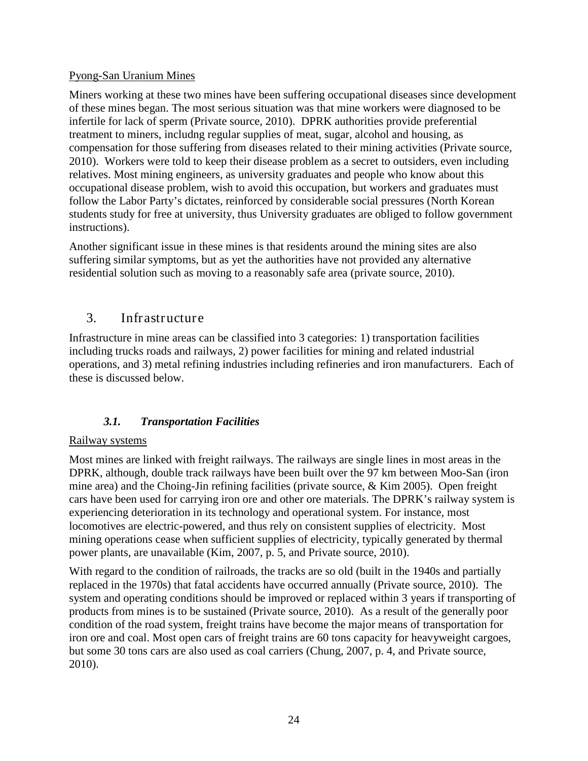Pyong-San Uranium Mines

Miners working at these two mines have been suffering occupational diseases since development of these mines began. The most serious situation was that mine workers were diagnosed to be infertile for lack of sperm (Private source, 2010). DPRK authorities provide preferential treatment to miners, includng regular supplies of meat, sugar, alcohol and housing, as compensation for those suffering from diseases related to their mining activities (Private source, 2010). Workers were told to keep their disease problem as a secret to outsiders, even including relatives. Most mining engineers, as university graduates and people who know about this occupational disease problem, wish to avoid this occupation, but workers and graduates must follow the Labor Party's dictates, reinforced by considerable social pressures (North Korean students study for free at university, thus University graduates are obliged to follow government instructions).

Another significant issue in these mines is that residents around the mining sites are also suffering similar symptoms, but as yet the authorities have not provided any alternative residential solution such as moving to a reasonably safe area (private source, 2010).

## 3. Infrastructure

Infrastructure in mine areas can be classified into 3 categories: 1) transportation facilities including trucks roads and railways, 2) power facilities for mining and related industrial operations, and 3) metal refining industries including refineries and iron manufacturers. Each of these is discussed below.

### *3.1. Transportation Facilities*

Railway systems

Most mines are linked with freight railways. The railways are single lines in most areas in the DPRK, although, double track railways have been built over the 97 km between Moo-San (iron mine area) and the Choing-Jin refining facilities (private source, & Kim 2005). Open freight cars have been used for carrying iron ore and other ore materials. The DPRK's railway system is experiencing deterioration in its technology and operational system. For instance, most locomotives are electric-powered, and thus rely on consistent supplies of electricity. Most mining operations cease when sufficient supplies of electricity, typically generated by thermal power plants, are unavailable (Kim, 2007, p. 5, and Private source, 2010).

With regard to the condition of railroads, the tracks are so old (built in the 1940s and partially replaced in the 1970s) that fatal accidents have occurred annually (Private source, 2010). The system and operating conditions should be improved or replaced within 3 years if transporting of products from mines is to be sustained (Private source, 2010). As a result of the generally poor condition of the road system, freight trains have become the major means of transportation for iron ore and coal. Most open cars of freight trains are 60 tons capacity for heavyweight cargoes, but some 30 tons cars are also used as coal carriers (Chung, 2007, p. 4, and Private source, 2010).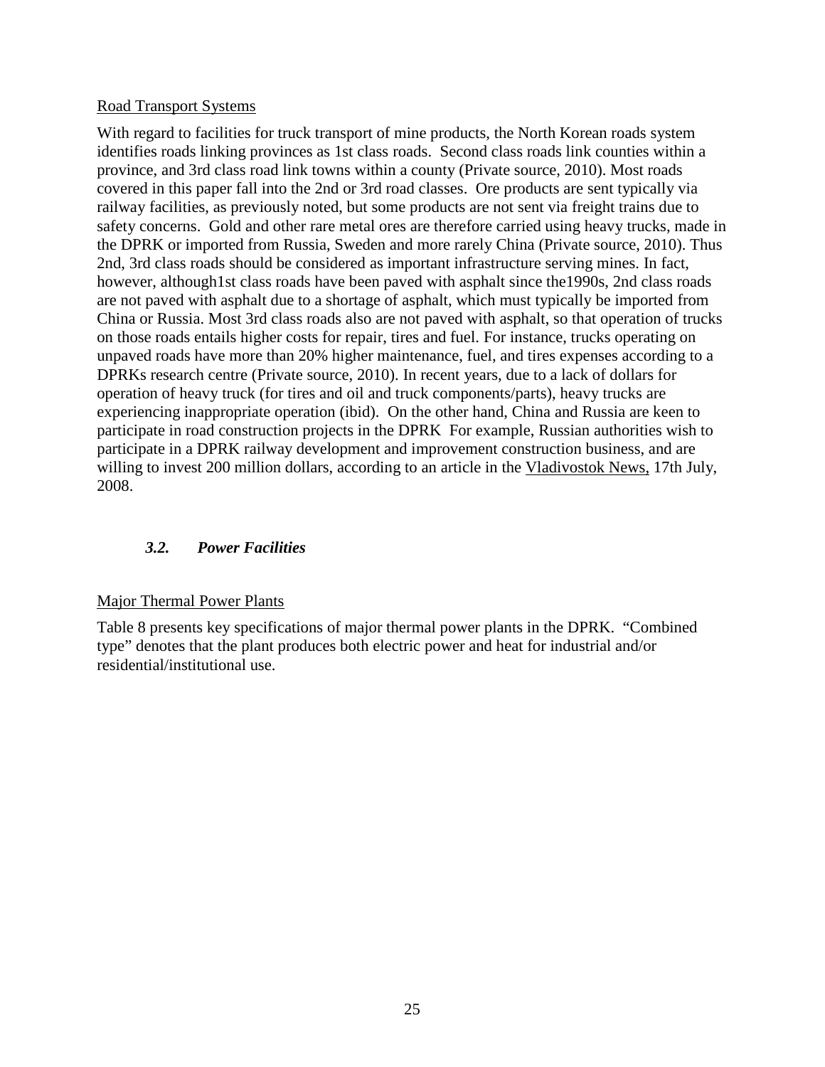Road Transport Systems

With regard to facilities for truck transport of mine products, the North Korean roads system identifies roads linking provinces as 1st class roads. Second class roads link counties within a province, and 3rd class road link towns within a county (Private source, 2010). Most roads covered in this paper fall into the 2nd or 3rd road classes. Ore products are sent typically via railway facilities, as previously noted, but some products are not sent via freight trains due to safety concerns. Gold and other rare metal ores are therefore carried using heavy trucks, made in the DPRK or imported from Russia, Sweden and more rarely China (Private source, 2010). Thus 2nd, 3rd class roads should be considered as important infrastructure serving mines. In fact, however, although1st class roads have been paved with asphalt since the1990s, 2nd class roads are not paved with asphalt due to a shortage of asphalt, which must typically be imported from China or Russia. Most 3rd class roads also are not paved with asphalt, so that operation of trucks on those roads entails higher costs for repair, tires and fuel. For instance, trucks operating on unpaved roads have more than 20% higher maintenance, fuel, and tires expenses according to a DPRKs research centre (Private source, 2010). In recent years, due to a lack of dollars for operation of heavy truck (for tires and oil and truck components/parts), heavy trucks are experiencing inappropriate operation (ibid). On the other hand, China and Russia are keen to participate in road construction projects in the DPRK For example, Russian authorities wish to participate in a DPRK railway development and improvement construction business, and are willing to invest 200 million dollars, according to an article in the Vladivostok News, 17th July, 2008.

### *3.2. Power Facilities*

Major Thermal Power Plants

Table 8 presents key specifications of major thermal power plants in the DPRK. "Combined type" denotes that the plant produces both electric power and heat for industrial and/or residential/institutional use.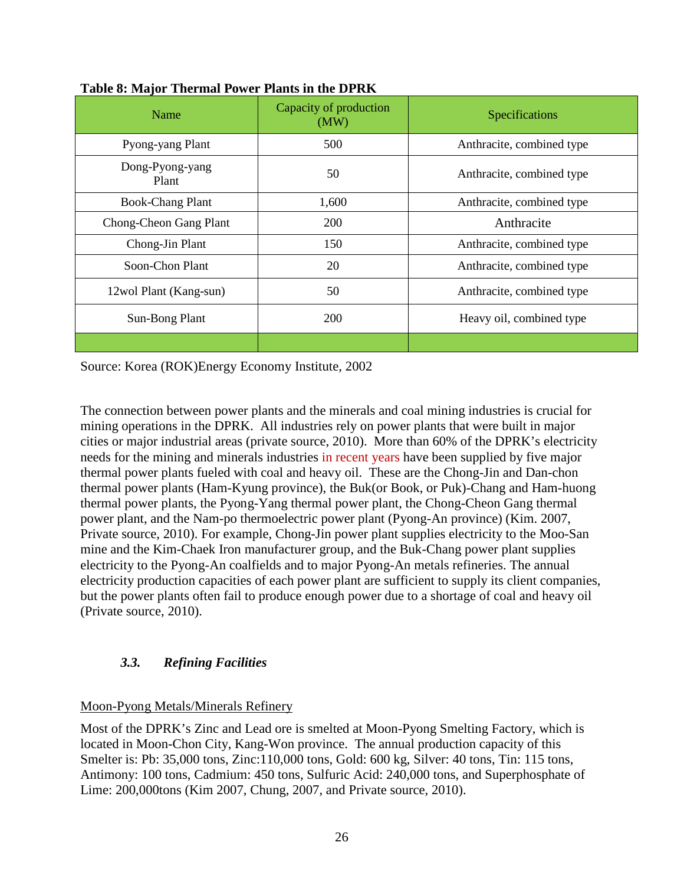**Table 8: Major Thermal Power Plants in the DPRK**

| Name | Capacity of production (MW) | Specifications |
|---|---|---|
| Pyong-yang Plant | 500 | Anthracite, combined type |
| Dong-Pyong-yang Plant | 50 | Anthracite, combined type |
| Book-Chang Plant | 1,600 | Anthracite, combined type |
| Chong-Cheon Gang Plant | 200 | Anthracite |
| Chong-Jin Plant | 150 | Anthracite, combined type |
| Soon-Chon Plant | 20 | Anthracite, combined type |
| 12wol Plant (Kang-sun) | 50 | Anthracite, combined type |
| Sun-Bong Plant | 200 | Heavy oil, combined type |
| | | |

Source: Korea (ROK)Energy Economy Institute, 2002

The connection between power plants and the minerals and coal mining industries is crucial for mining operations in the DPRK. All industries rely on power plants that were built in major cities or major industrial areas (private source, 2010). More than 60% of the DPRK's electricity needs for the mining and minerals industries in recent years have been supplied by five major thermal power plants fueled with coal and heavy oil. These are the Chong-Jin and Dan-chon thermal power plants (Ham-Kyung province), the Buk(or Book, or Puk)-Chang and Ham-huong thermal power plants, the Pyong-Yang thermal power plant, the Chong-Cheon Gang thermal power plant, and the Nam-po thermoelectric power plant (Pyong-An province) (Kim. 2007, Private source, 2010). For example, Chong-Jin power plant supplies electricity to the Moo-San mine and the Kim-Chaek Iron manufacturer group, and the Buk-Chang power plant supplies electricity to the Pyong-An coalfields and to major Pyong-An metals refineries. The annual electricity production capacities of each power plant are sufficient to supply its client companies, but the power plants often fail to produce enough power due to a shortage of coal and heavy oil (Private source, 2010).

### *3.3. Refining Facilities*

Moon-Pyong Metals/Minerals Refinery

Most of the DPRK's Zinc and Lead ore is smelted at Moon-Pyong Smelting Factory, which is located in Moon-Chon City, Kang-Won province. The annual production capacity of this Smelter is: Pb: 35,000 tons, Zinc:110,000 tons, Gold: 600 kg, Silver: 40 tons, Tin: 115 tons, Antimony: 100 tons, Cadmium: 450 tons, Sulfuric Acid: 240,000 tons, and Superphosphate of Lime: 200,000tons (Kim 2007, Chung, 2007, and Private source, 2010).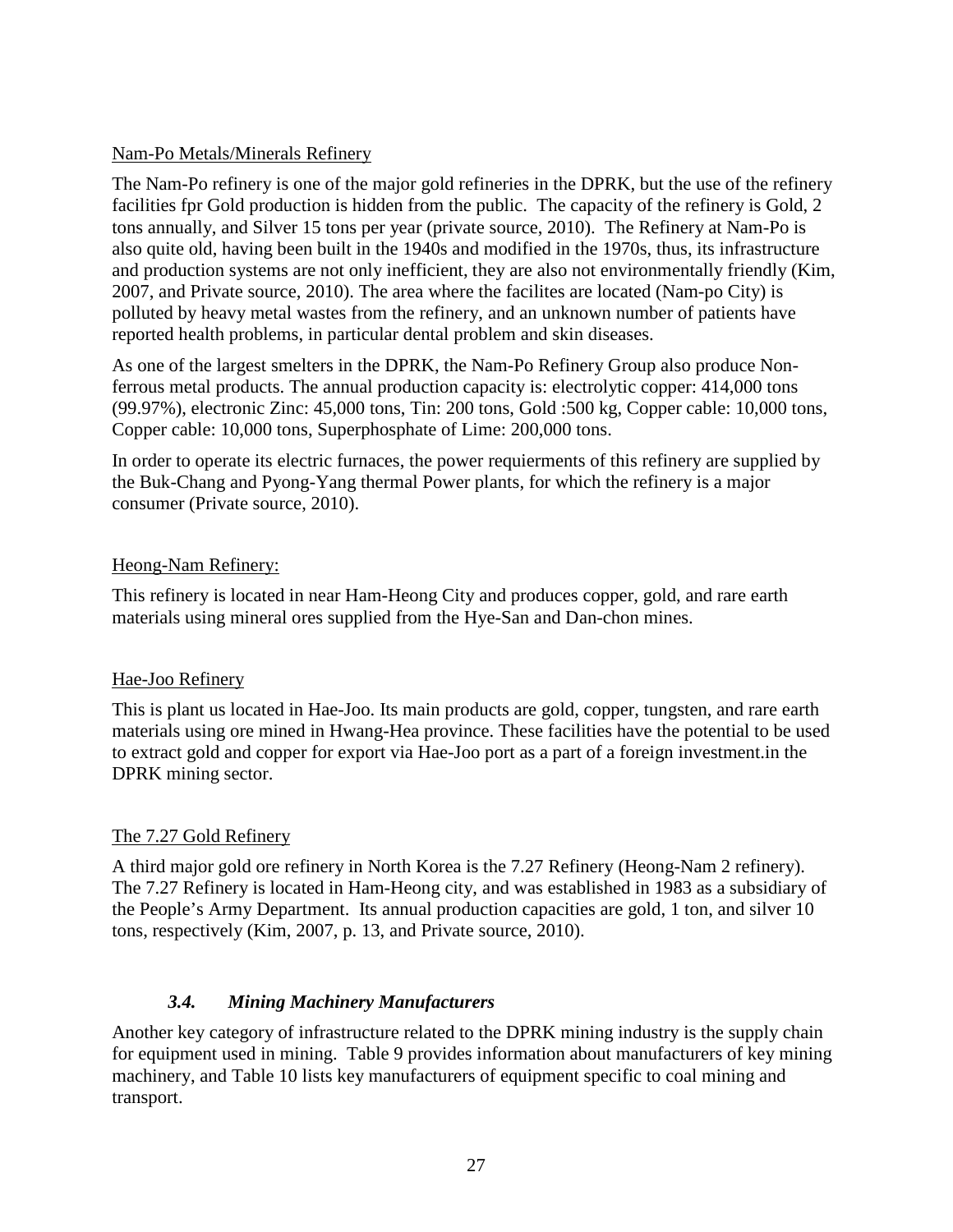Nam-Po Metals/Minerals Refinery

The Nam-Po refinery is one of the major gold refineries in the DPRK, but the use of the refinery facilities fpr Gold production is hidden from the public. The capacity of the refinery is Gold, 2 tons annually, and Silver 15 tons per year (private source, 2010). The Refinery at Nam-Po is also quite old, having been built in the 1940s and modified in the 1970s, thus, its infrastructure and production systems are not only inefficient, they are also not environmentally friendly (Kim, 2007, and Private source, 2010). The area where the facilites are located (Nam-po City) is polluted by heavy metal wastes from the refinery, and an unknown number of patients have reported health problems, in particular dental problem and skin diseases.

As one of the largest smelters in the DPRK, the Nam-Po Refinery Group also produce Non-ferrous metal products. The annual production capacity is: electrolytic copper: 414,000 tons (99.97%), electronic Zinc: 45,000 tons, Tin: 200 tons, Gold :500 kg, Copper cable: 10,000 tons, Copper cable: 10,000 tons, Superphosphate of Lime: 200,000 tons.

In order to operate its electric furnaces, the power requierments of this refinery are supplied by the Buk-Chang and Pyong-Yang thermal Power plants, for which the refinery is a major consumer (Private source, 2010).

Heong-Nam Refinery:

This refinery is located in near Ham-Heong City and produces copper, gold, and rare earth materials using mineral ores supplied from the Hye-San and Dan-chon mines.

Hae-Joo Refinery

This is plant us located in Hae-Joo. Its main products are gold, copper, tungsten, and rare earth materials using ore mined in Hwang-Hea province. These facilities have the potential to be used to extract gold and copper for export via Hae-Joo port as a part of a foreign investment.in the DPRK mining sector.

The 7.27 Gold Refinery

A third major gold ore refinery in North Korea is the 7.27 Refinery (Heong-Nam 2 refinery). The 7.27 Refinery is located in Ham-Heong city, and was established in 1983 as a subsidiary of the People's Army Department. Its annual production capacities are gold, 1 ton, and silver 10 tons, respectively (Kim, 2007, p. 13, and Private source, 2010).

### *3.4. Mining Machinery Manufacturers*

Another key category of infrastructure related to the DPRK mining industry is the supply chain for equipment used in mining. Table 9 provides information about manufacturers of key mining machinery, and Table 10 lists key manufacturers of equipment specific to coal mining and transport.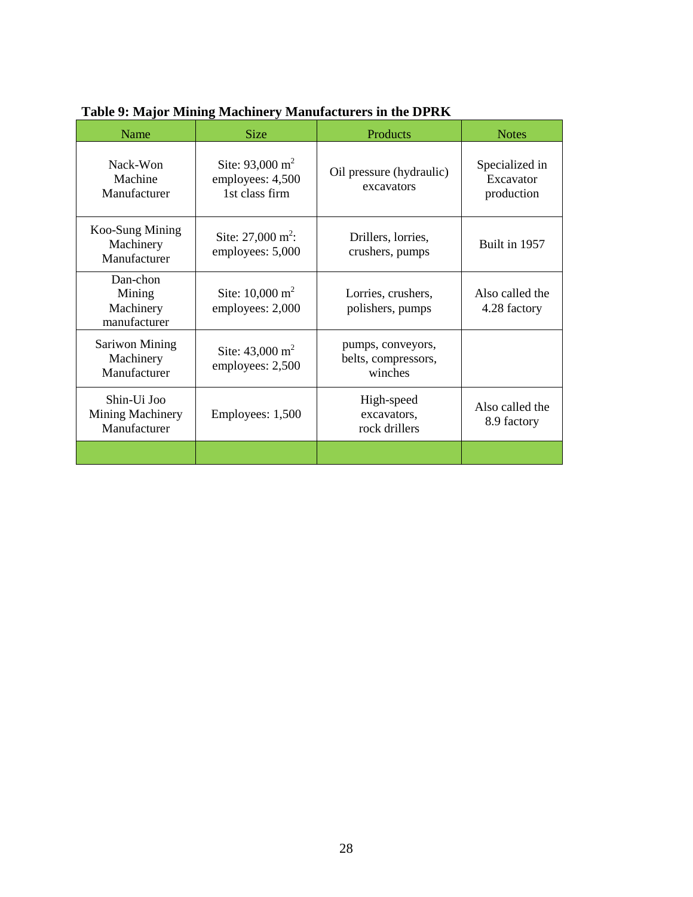**Table 9: Major Mining Machinery Manufacturers in the DPRK**

| Name | Size | Products | Notes |
| --- | --- | --- | --- |
| Nack-Won Machine Manufacturer | Site: 93,000 $m^2$ employees: 4,500 1st class firm | Oil pressure (hydraulic) excavators | Specialized in Excavator production |
| Koo-Sung Mining Machinery Manufacturer | Site: 27,000 $m^2$: employees: 5,000 | Drillers, lorries, crushers, pumps | Built in 1957 |
| Dan-chon Mining Machinery manufacturer | Site: 10,000 $m^2$ employees: 2,000 | Lorries, crushers, polishers, pumps | Also called the 4.28 factory |
| Sariwon Mining Machinery Manufacturer | Site: 43,000 $m^2$ employees: 2,500 | pumps, conveyors, belts, compressors, winches | |
| Shin-Ui Joo Mining Machinery Manufacturer | Employees: 1,500 | High-speed excavators, rock drillers | Also called the 8.9 factory |
| | | | |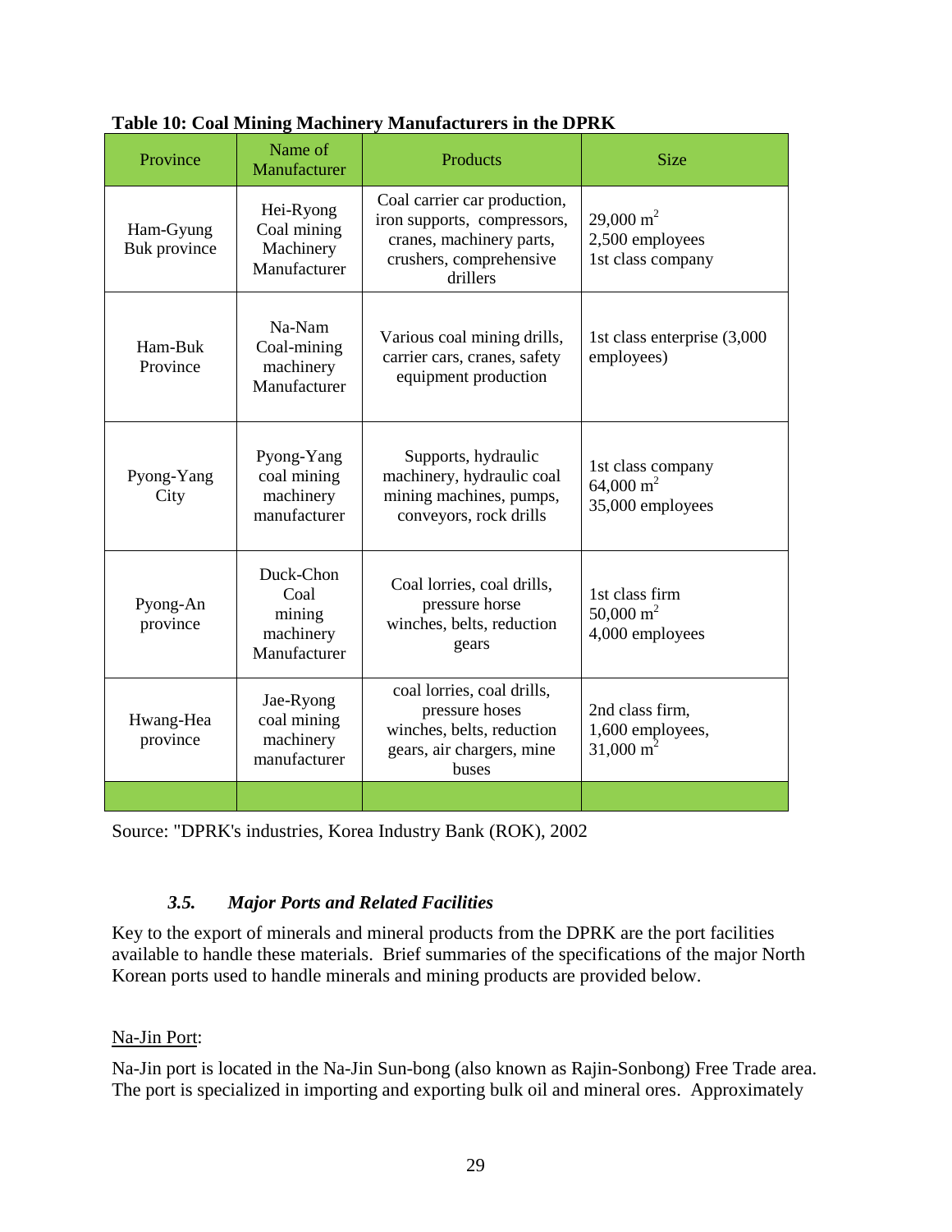**Table 10: Coal Mining Machinery Manufacturers in the DPRK**

| Province | Name of Manufacturer | Products | Size |
|---|---|---|---|
| Ham-Gyung Buk province | Hei-Ryong Coal mining Machinery Manufacturer | Coal carrier car production, iron supports, compressors, cranes, machinery parts, crushers, comprehensive drillers | 29,000 $m^2$ 2,500 employees 1st class company |
| Ham-Buk Province | Na-Nam Coal-mining machinery Manufacturer | Various coal mining drills, carrier cars, cranes, safety equipment production | 1st class enterprise (3,000 employees) |
| Pyong-Yang City | Pyong-Yang coal mining machinery manufacturer | Supports, hydraulic machinery, hydraulic coal mining machines, pumps, conveyors, rock drills | 1st class company 64,000 $m^2$ 35,000 employees |
| Pyong-An province | Duck-Chon Coal mining machinery Manufacturer | Coal lorries, coal drills, pressure horse winches, belts, reduction gears | 1st class firm 50,000 $m^2$ 4,000 employees |
| Hwang-Hea province | Jae-Ryong coal mining machinery manufacturer | coal lorries, coal drills, pressure hoses winches, belts, reduction gears, air chargers, mine buses | 2nd class firm, 1,600 employees, 31,000 $m^2$ |
| | | | |

Source: "DPRK's industries, Korea Industry Bank (ROK), 2002

### *3.5. Major Ports and Related Facilities*

Key to the export of minerals and mineral products from the DPRK are the port facilities available to handle these materials. Brief summaries of the specifications of the major North Korean ports used to handle minerals and mining products are provided below.

Na-Jin Port:

Na-Jin port is located in the Na-Jin Sun-bong (also known as Rajin-Sonbong) Free Trade area. The port is specialized in importing and exporting bulk oil and mineral ores. Approximately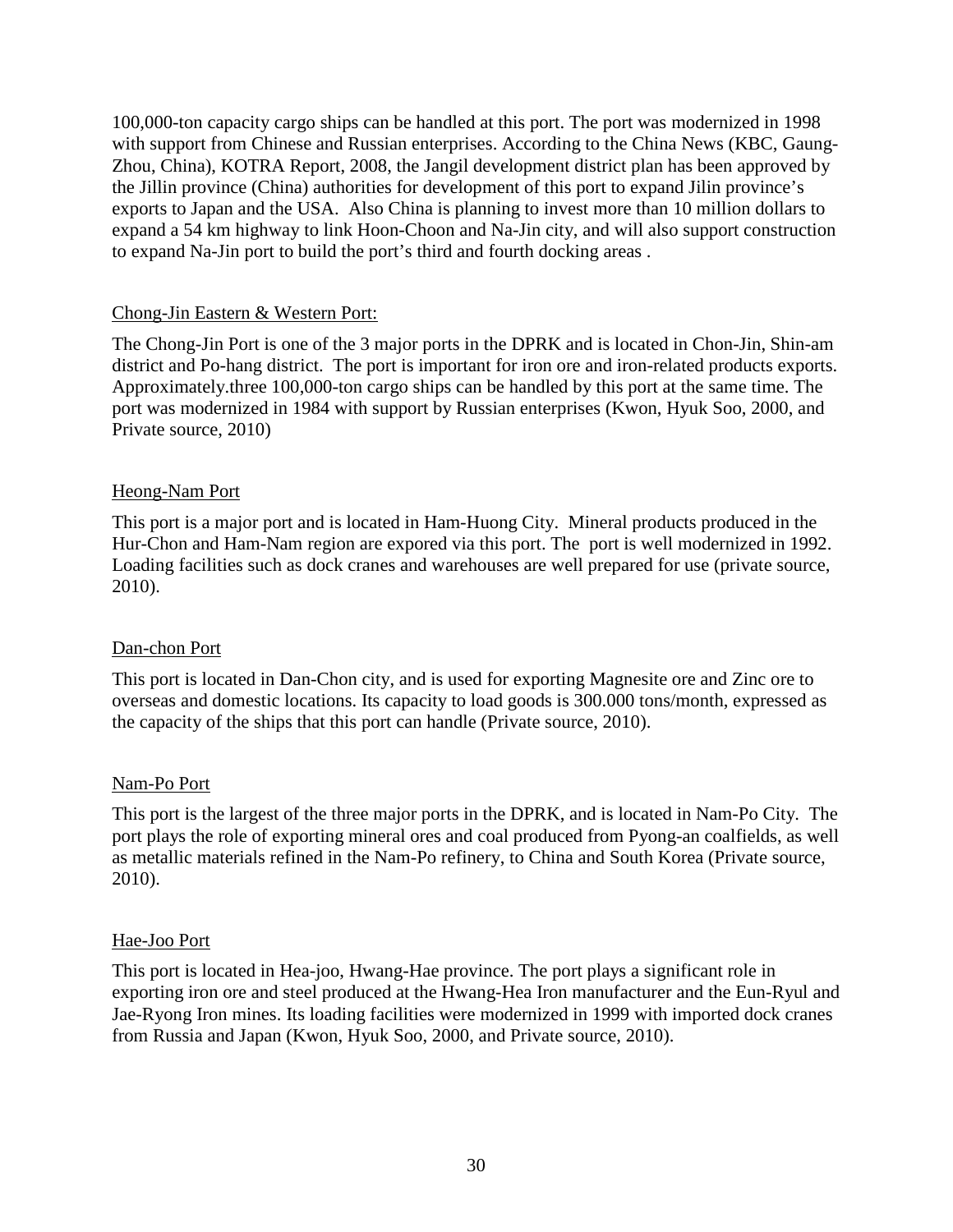100,000-ton capacity cargo ships can be handled at this port. The port was modernized in 1998 with support from Chinese and Russian enterprises. According to the China News (KBC, Gaung-Zhou, China), KOTRA Report, 2008, the Jangil development district plan has been approved by the Jillin province (China) authorities for development of this port to expand Jilin province's exports to Japan and the USA. Also China is planning to invest more than 10 million dollars to expand a 54 km highway to link Hoon-Choon and Na-Jin city, and will also support construction to expand Na-Jin port to build the port's third and fourth docking areas .

Chong-Jin Eastern & Western Port:

The Chong-Jin Port is one of the 3 major ports in the DPRK and is located in Chon-Jin, Shin-am district and Po-hang district. The port is important for iron ore and iron-related products exports. Approximately.three 100,000-ton cargo ships can be handled by this port at the same time. The port was modernized in 1984 with support by Russian enterprises (Kwon, Hyuk Soo, 2000, and Private source, 2010)

Heong-Nam Port

This port is a major port and is located in Ham-Huong City. Mineral products produced in the Hur-Chon and Ham-Nam region are expored via this port. The port is well modernized in 1992. Loading facilities such as dock cranes and warehouses are well prepared for use (private source, 2010).

Dan-chon Port

This port is located in Dan-Chon city, and is used for exporting Magnesite ore and Zinc ore to overseas and domestic locations. Its capacity to load goods is 300.000 tons/month, expressed as the capacity of the ships that this port can handle (Private source, 2010).

Nam-Po Port

This port is the largest of the three major ports in the DPRK, and is located in Nam-Po City. The port plays the role of exporting mineral ores and coal produced from Pyong-an coalfields, as well as metallic materials refined in the Nam-Po refinery, to China and South Korea (Private source, 2010).

Hae-Joo Port

This port is located in Hea-joo, Hwang-Hae province. The port plays a significant role in exporting iron ore and steel produced at the Hwang-Hea Iron manufacturer and the Eun-Ryul and Jae-Ryong Iron mines. Its loading facilities were modernized in 1999 with imported dock cranes from Russia and Japan (Kwon, Hyuk Soo, 2000, and Private source, 2010).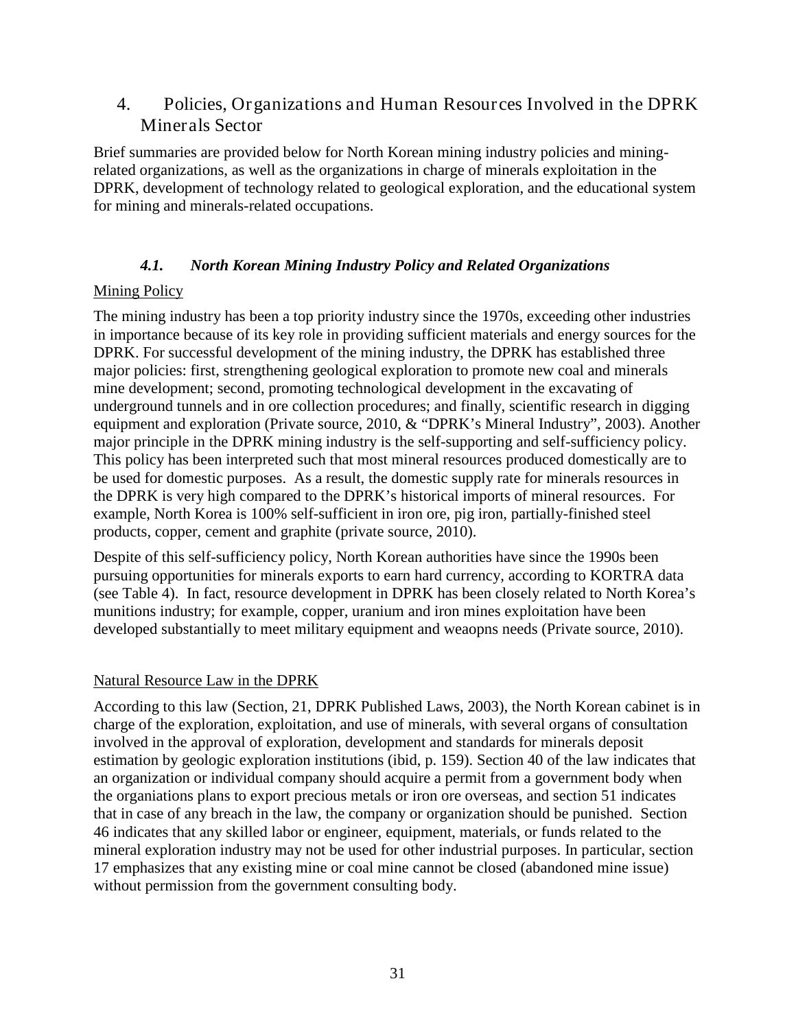## 4. Policies, Organizations and Human Resources Involved in the DPRK Minerals Sector

Brief summaries are provided below for North Korean mining industry policies and mining-related organizations, as well as the organizations in charge of minerals exploitation in the DPRK, development of technology related to geological exploration, and the educational system for mining and minerals-related occupations.

### *4.1. North Korean Mining Industry Policy and Related Organizations*

Mining Policy

The mining industry has been a top priority industry since the 1970s, exceeding other industries in importance because of its key role in providing sufficient materials and energy sources for the DPRK. For successful development of the mining industry, the DPRK has established three major policies: first, strengthening geological exploration to promote new coal and minerals mine development; second, promoting technological development in the excavating of underground tunnels and in ore collection procedures; and finally, scientific research in digging equipment and exploration (Private source, 2010, & "DPRK's Mineral Industry", 2003). Another major principle in the DPRK mining industry is the self-supporting and self-sufficiency policy. This policy has been interpreted such that most mineral resources produced domestically are to be used for domestic purposes. As a result, the domestic supply rate for minerals resources in the DPRK is very high compared to the DPRK's historical imports of mineral resources. For example, North Korea is 100% self-sufficient in iron ore, pig iron, partially-finished steel products, copper, cement and graphite (private source, 2010).

Despite of this self-sufficiency policy, North Korean authorities have since the 1990s been pursuing opportunities for minerals exports to earn hard currency, according to KORTRA data (see Table 4). In fact, resource development in DPRK has been closely related to North Korea's munitions industry; for example, copper, uranium and iron mines exploitation have been developed substantially to meet military equipment and weaopns needs (Private source, 2010).

Natural Resource Law in the DPRK

According to this law (Section, 21, DPRK Published Laws, 2003), the North Korean cabinet is in charge of the exploration, exploitation, and use of minerals, with several organs of consultation involved in the approval of exploration, development and standards for minerals deposit estimation by geologic exploration institutions (ibid, p. 159). Section 40 of the law indicates that an organization or individual company should acquire a permit from a government body when the organiations plans to export precious metals or iron ore overseas, and section 51 indicates that in case of any breach in the law, the company or organization should be punished. Section 46 indicates that any skilled labor or engineer, equipment, materials, or funds related to the mineral exploration industry may not be used for other industrial purposes. In particular, section 17 emphasizes that any existing mine or coal mine cannot be closed (abandoned mine issue) without permission from the government consulting body.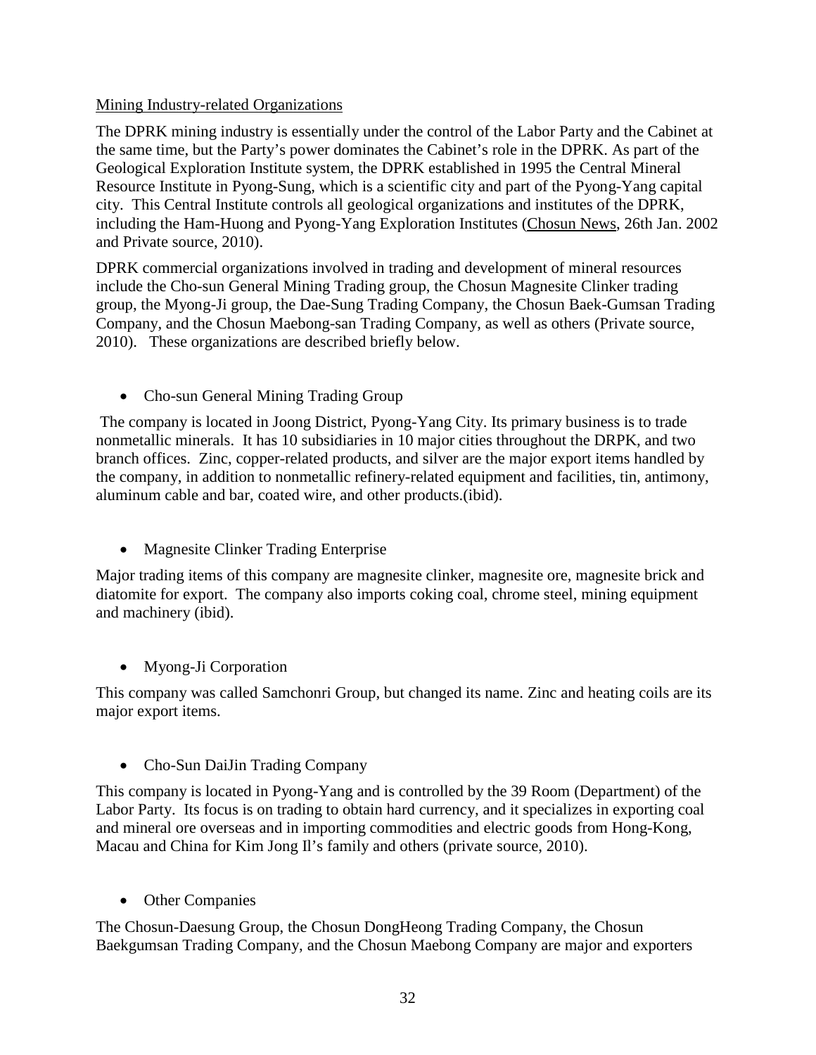Mining Industry-related Organizations

The DPRK mining industry is essentially under the control of the Labor Party and the Cabinet at the same time, but the Party's power dominates the Cabinet's role in the DPRK. As part of the Geological Exploration Institute system, the DPRK established in 1995 the Central Mineral Resource Institute in Pyong-Sung, which is a scientific city and part of the Pyong-Yang capital city. This Central Institute controls all geological organizations and institutes of the DPRK, including the Ham-Huong and Pyong-Yang Exploration Institutes (Chosun News, 26th Jan. 2002 and Private source, 2010).

DPRK commercial organizations involved in trading and development of mineral resources include the Cho-sun General Mining Trading group, the Chosun Magnesite Clinker trading group, the Myong-Ji group, the Dae-Sung Trading Company, the Chosun Baek-Gumsan Trading Company, and the Chosun Maebong-san Trading Company, as well as others (Private source, 2010). These organizations are described briefly below.

- Cho-sun General Mining Trading Group

The company is located in Joong District, Pyong-Yang City. Its primary business is to trade nonmetallic minerals. It has 10 subsidiaries in 10 major cities throughout the DRPK, and two branch offices. Zinc, copper-related products, and silver are the major export items handled by the company, in addition to nonmetallic refinery-related equipment and facilities, tin, antimony, aluminum cable and bar, coated wire, and other products.(ibid).

- Magnesite Clinker Trading Enterprise

Major trading items of this company are magnesite clinker, magnesite ore, magnesite brick and diatomite for export. The company also imports coking coal, chrome steel, mining equipment and machinery (ibid).

- Myong-Ji Corporation

This company was called Samchonri Group, but changed its name. Zinc and heating coils are its major export items.

- Cho-Sun DaiJin Trading Company

This company is located in Pyong-Yang and is controlled by the 39 Room (Department) of the Labor Party. Its focus is on trading to obtain hard currency, and it specializes in exporting coal and mineral ore overseas and in importing commodities and electric goods from Hong-Kong, Macau and China for Kim Jong Il's family and others (private source, 2010).

- Other Companies

The Chosun-Daesung Group, the Chosun DongHeong Trading Company, the Chosun Baekgumsan Trading Company, and the Chosun Maebong Company are major and exporters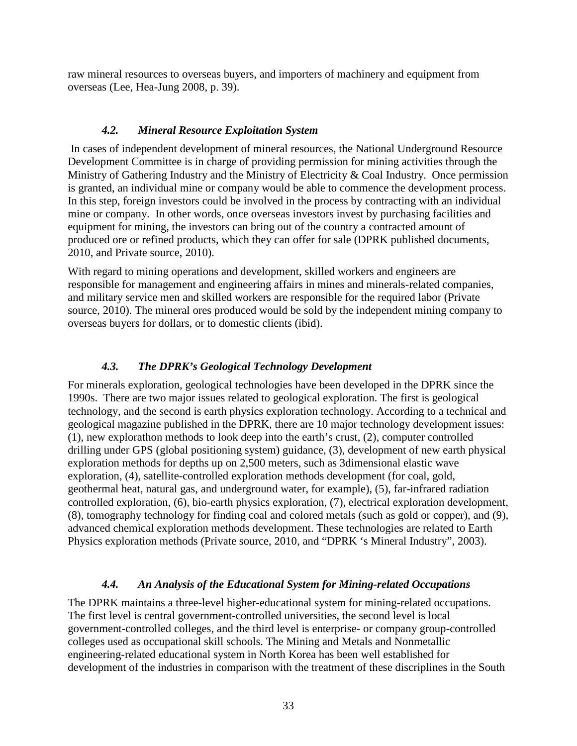raw mineral resources to overseas buyers, and importers of machinery and equipment from overseas (Lee, Hea-Jung 2008, p. 39).

### *4.2. Mineral Resource Exploitation System*

In cases of independent development of mineral resources, the National Underground Resource Development Committee is in charge of providing permission for mining activities through the Ministry of Gathering Industry and the Ministry of Electricity & Coal Industry. Once permission is granted, an individual mine or company would be able to commence the development process. In this step, foreign investors could be involved in the process by contracting with an individual mine or company. In other words, once overseas investors invest by purchasing facilities and equipment for mining, the investors can bring out of the country a contracted amount of produced ore or refined products, which they can offer for sale (DPRK published documents, 2010, and Private source, 2010).

With regard to mining operations and development, skilled workers and engineers are responsible for management and engineering affairs in mines and minerals-related companies, and military service men and skilled workers are responsible for the required labor (Private source, 2010). The mineral ores produced would be sold by the independent mining company to overseas buyers for dollars, or to domestic clients (ibid).

### *4.3. The DPRK's Geological Technology Development*

For minerals exploration, geological technologies have been developed in the DPRK since the 1990s. There are two major issues related to geological exploration. The first is geological technology, and the second is earth physics exploration technology. According to a technical and geological magazine published in the DPRK, there are 10 major technology development issues: (1), new explorathon methods to look deep into the earth's crust, (2), computer controlled drilling under GPS (global positioning system) guidance, (3), development of new earth physical exploration methods for depths up on 2,500 meters, such as 3dimensional elastic wave exploration, (4), satellite-controlled exploration methods development (for coal, gold, geothermal heat, natural gas, and underground water, for example), (5), far-infrared radiation controlled exploration, (6), bio-earth physics exploration, (7), electrical exploration development, (8), tomography technology for finding coal and colored metals (such as gold or copper), and (9), advanced chemical exploration methods development. These technologies are related to Earth Physics exploration methods (Private source, 2010, and "DPRK 's Mineral Industry", 2003).

### *4.4. An Analysis of the Educational System for Mining-related Occupations*

The DPRK maintains a three-level higher-educational system for mining-related occupations. The first level is central government-controlled universities, the second level is local government-controlled colleges, and the third level is enterprise- or company group-controlled colleges used as occupational skill schools. The Mining and Metals and Nonmetallic engineering-related educational system in North Korea has been well established for development of the industries in comparison with the treatment of these discriplines in the South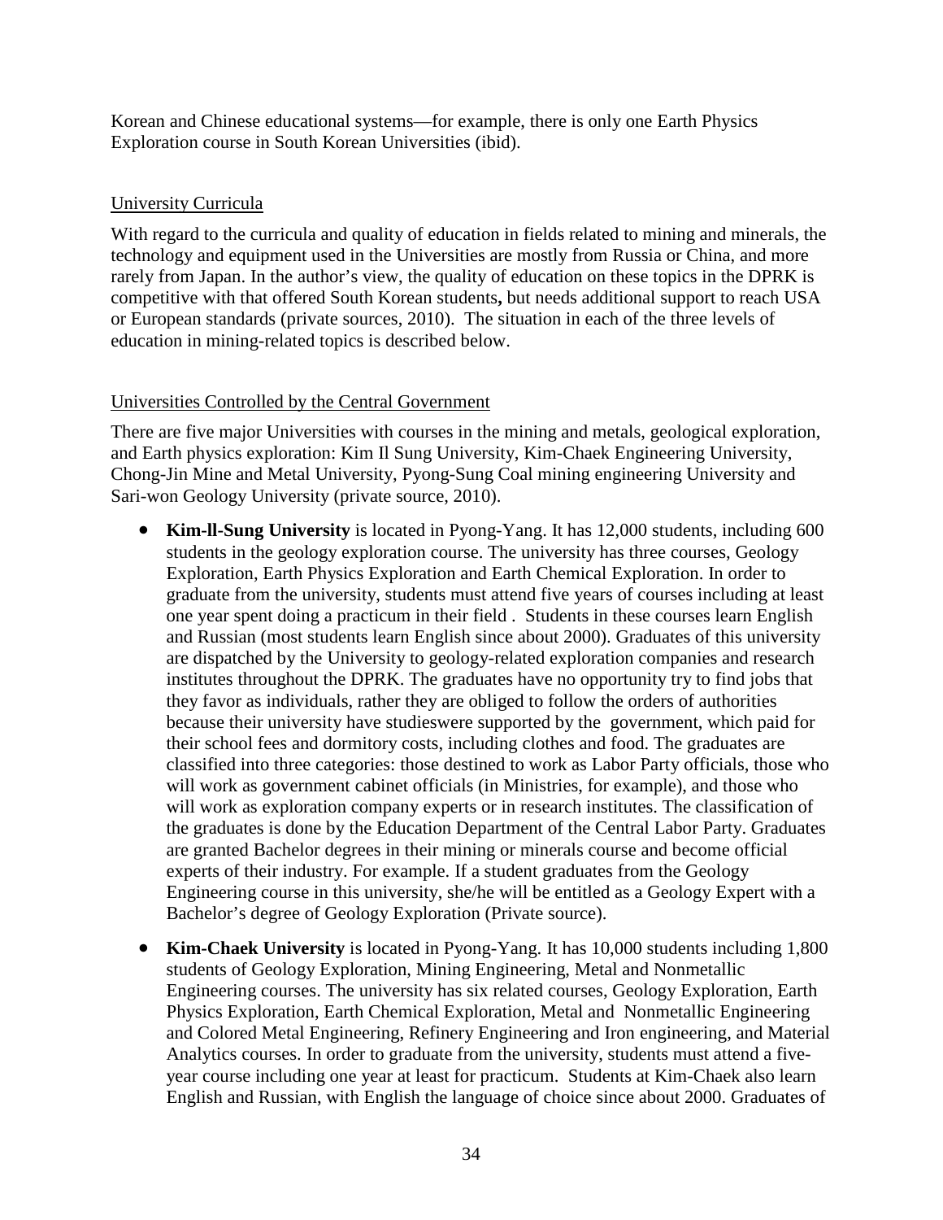Korean and Chinese educational systems—for example, there is only one Earth Physics Exploration course in South Korean Universities (ibid).

University Curricula

With regard to the curricula and quality of education in fields related to mining and minerals, the technology and equipment used in the Universities are mostly from Russia or China, and more rarely from Japan. In the author's view, the quality of education on these topics in the DPRK is competitive with that offered South Korean students**,** but needs additional support to reach USA or European standards (private sources, 2010). The situation in each of the three levels of education in mining-related topics is described below.

Universities Controlled by the Central Government

There are five major Universities with courses in the mining and metals, geological exploration, and Earth physics exploration: Kim Il Sung University, Kim-Chaek Engineering University, Chong-Jin Mine and Metal University, Pyong-Sung Coal mining engineering University and Sari-won Geology University (private source, 2010).

- **Kim-ll-Sung University** is located in Pyong-Yang. It has 12,000 students, including 600 students in the geology exploration course. The university has three courses, Geology Exploration, Earth Physics Exploration and Earth Chemical Exploration. In order to graduate from the university, students must attend five years of courses including at least one year spent doing a practicum in their field . Students in these courses learn English and Russian (most students learn English since about 2000). Graduates of this university are dispatched by the University to geology-related exploration companies and research institutes throughout the DPRK. The graduates have no opportunity try to find jobs that they favor as individuals, rather they are obliged to follow the orders of authorities because their university have studieswere supported by the government, which paid for their school fees and dormitory costs, including clothes and food. The graduates are classified into three categories: those destined to work as Labor Party officials, those who will work as government cabinet officials (in Ministries, for example), and those who will work as exploration company experts or in research institutes. The classification of the graduates is done by the Education Department of the Central Labor Party. Graduates are granted Bachelor degrees in their mining or minerals course and become official experts of their industry. For example. If a student graduates from the Geology Engineering course in this university, she/he will be entitled as a Geology Expert with a Bachelor's degree of Geology Exploration (Private source).
- **Kim-Chaek University** is located in Pyong-Yang. It has 10,000 students including 1,800 students of Geology Exploration, Mining Engineering, Metal and Nonmetallic Engineering courses. The university has six related courses, Geology Exploration, Earth Physics Exploration, Earth Chemical Exploration, Metal and Nonmetallic Engineering and Colored Metal Engineering, Refinery Engineering and Iron engineering, and Material Analytics courses. In order to graduate from the university, students must attend a five-year course including one year at least for practicum. Students at Kim-Chaek also learn English and Russian, with English the language of choice since about 2000. Graduates of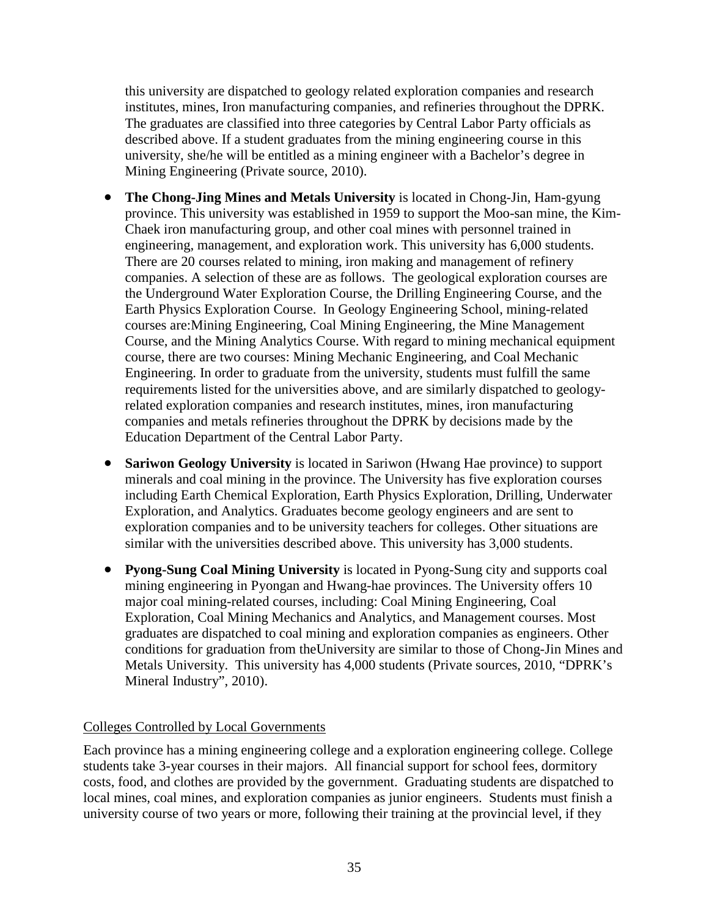this university are dispatched to geology related exploration companies and research institutes, mines, Iron manufacturing companies, and refineries throughout the DPRK. The graduates are classified into three categories by Central Labor Party officials as described above. If a student graduates from the mining engineering course in this university, she/he will be entitled as a mining engineer with a Bachelor's degree in Mining Engineering (Private source, 2010).

- **The Chong-Jing Mines and Metals University** is located in Chong-Jin, Ham-gyung province. This university was established in 1959 to support the Moo-san mine, the Kim-Chaek iron manufacturing group, and other coal mines with personnel trained in engineering, management, and exploration work. This university has 6,000 students. There are 20 courses related to mining, iron making and management of refinery companies. A selection of these are as follows. The geological exploration courses are the Underground Water Exploration Course, the Drilling Engineering Course, and the Earth Physics Exploration Course. In Geology Engineering School, mining-related courses are:Mining Engineering, Coal Mining Engineering, the Mine Management Course, and the Mining Analytics Course. With regard to mining mechanical equipment course, there are two courses: Mining Mechanic Engineering, and Coal Mechanic Engineering. In order to graduate from the university, students must fulfill the same requirements listed for the universities above, and are similarly dispatched to geology-related exploration companies and research institutes, mines, iron manufacturing companies and metals refineries throughout the DPRK by decisions made by the Education Department of the Central Labor Party.
- **Sariwon Geology University** is located in Sariwon (Hwang Hae province) to support minerals and coal mining in the province. The University has five exploration courses including Earth Chemical Exploration, Earth Physics Exploration, Drilling, Underwater Exploration, and Analytics. Graduates become geology engineers and are sent to exploration companies and to be university teachers for colleges. Other situations are similar with the universities described above. This university has 3,000 students.
- **Pyong-Sung Coal Mining University** is located in Pyong-Sung city and supports coal mining engineering in Pyongan and Hwang-hae provinces. The University offers 10 major coal mining-related courses, including: Coal Mining Engineering, Coal Exploration, Coal Mining Mechanics and Analytics, and Management courses. Most graduates are dispatched to coal mining and exploration companies as engineers. Other conditions for graduation from theUniversity are similar to those of Chong-Jin Mines and Metals University. This university has 4,000 students (Private sources, 2010, "DPRK's Mineral Industry", 2010).

<u>Colleges Controlled by Local Governments</u>

Each province has a mining engineering college and a exploration engineering college. College students take 3-year courses in their majors. All financial support for school fees, dormitory costs, food, and clothes are provided by the government. Graduating students are dispatched to local mines, coal mines, and exploration companies as junior engineers. Students must finish a university course of two years or more, following their training at the provincial level, if they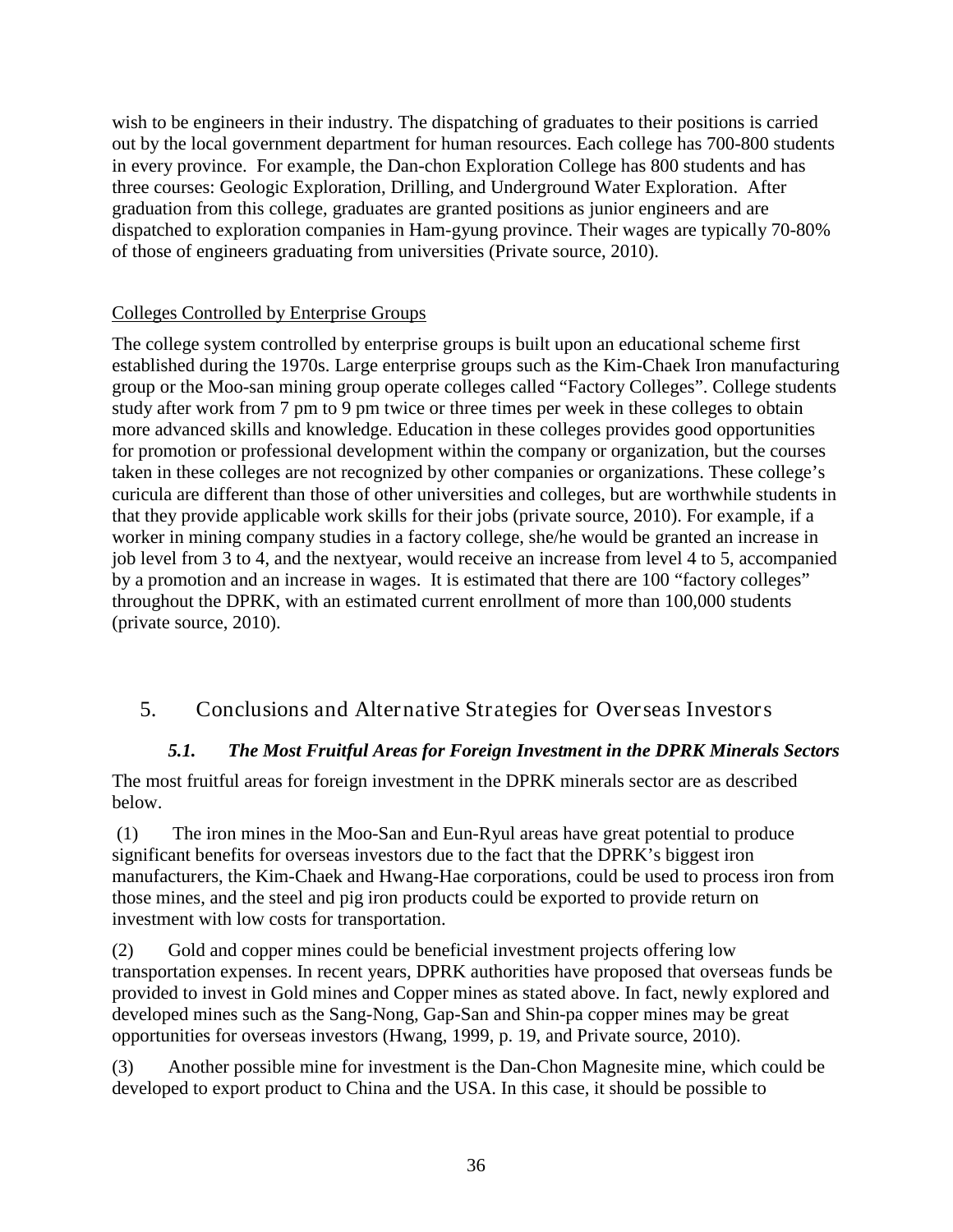wish to be engineers in their industry. The dispatching of graduates to their positions is carried out by the local government department for human resources. Each college has 700-800 students in every province. For example, the Dan-chon Exploration College has 800 students and has three courses: Geologic Exploration, Drilling, and Underground Water Exploration. After graduation from this college, graduates are granted positions as junior engineers and are dispatched to exploration companies in Ham-gyung province. Their wages are typically 70-80% of those of engineers graduating from universities (Private source, 2010).

Colleges Controlled by Enterprise Groups

The college system controlled by enterprise groups is built upon an educational scheme first established during the 1970s. Large enterprise groups such as the Kim-Chaek Iron manufacturing group or the Moo-san mining group operate colleges called "Factory Colleges". College students study after work from 7 pm to 9 pm twice or three times per week in these colleges to obtain more advanced skills and knowledge. Education in these colleges provides good opportunities for promotion or professional development within the company or organization, but the courses taken in these colleges are not recognized by other companies or organizations. These college's curicula are different than those of other universities and colleges, but are worthwhile students in that they provide applicable work skills for their jobs (private source, 2010). For example, if a worker in mining company studies in a factory college, she/he would be granted an increase in job level from 3 to 4, and the nextyear, would receive an increase from level 4 to 5, accompanied by a promotion and an increase in wages. It is estimated that there are 100 "factory colleges" throughout the DPRK, with an estimated current enrollment of more than 100,000 students (private source, 2010).

## 5. Conclusions and Alternative Strategies for Overseas Investors

### *5.1. The Most Fruitful Areas for Foreign Investment in the DPRK Minerals Sectors*

The most fruitful areas for foreign investment in the DPRK minerals sector are as described below.

(1) The iron mines in the Moo-San and Eun-Ryul areas have great potential to produce significant benefits for overseas investors due to the fact that the DPRK's biggest iron manufacturers, the Kim-Chaek and Hwang-Hae corporations, could be used to process iron from those mines, and the steel and pig iron products could be exported to provide return on investment with low costs for transportation.

(2) Gold and copper mines could be beneficial investment projects offering low transportation expenses. In recent years, DPRK authorities have proposed that overseas funds be provided to invest in Gold mines and Copper mines as stated above. In fact, newly explored and developed mines such as the Sang-Nong, Gap-San and Shin-pa copper mines may be great opportunities for overseas investors (Hwang, 1999, p. 19, and Private source, 2010).

(3) Another possible mine for investment is the Dan-Chon Magnesite mine, which could be developed to export product to China and the USA. In this case, it should be possible to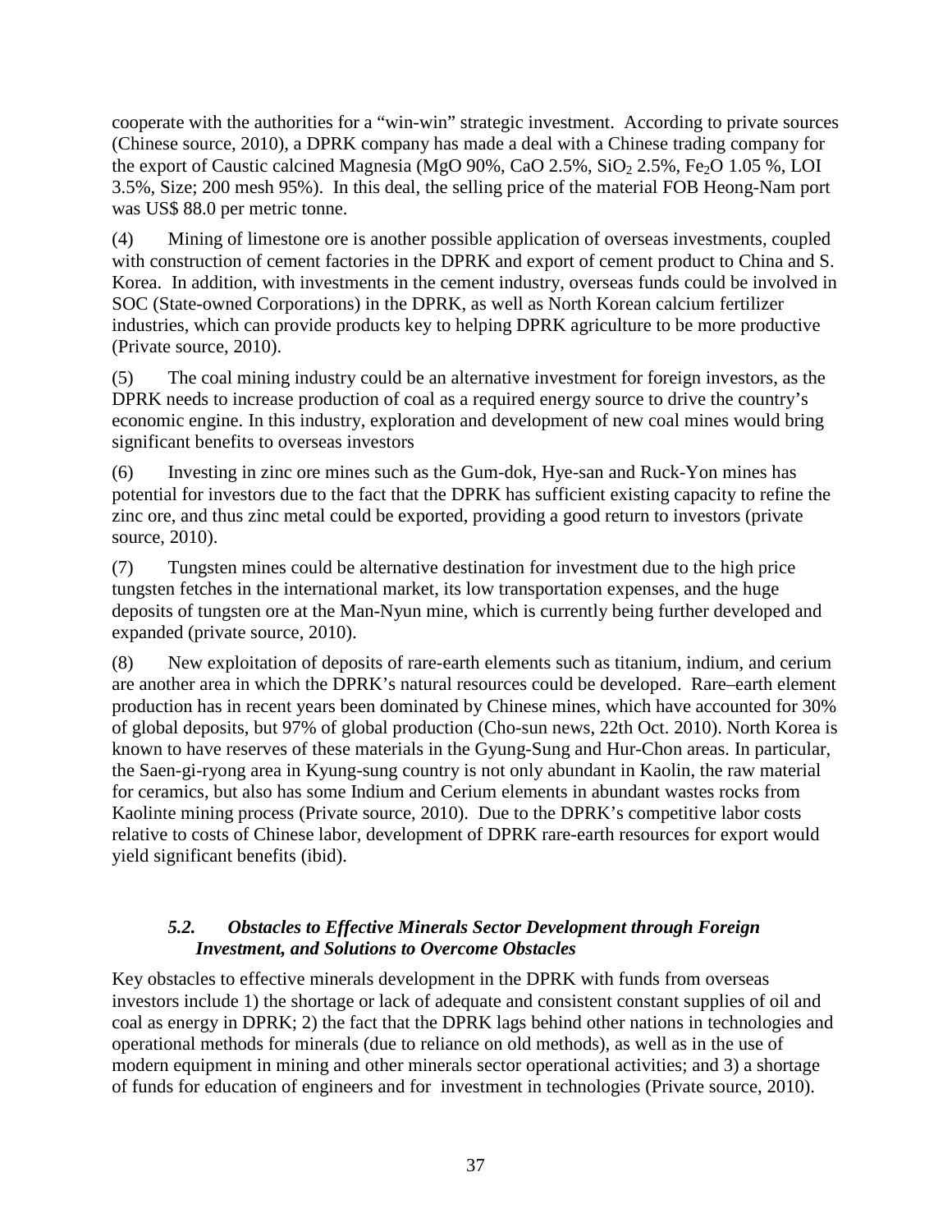cooperate with the authorities for a "win-win" strategic investment. According to private sources (Chinese source, 2010), a DPRK company has made a deal with a Chinese trading company for the export of Caustic calcined Magnesia (MgO 90%, CaO 2.5%, $SiO_2$ 2.5%, $Fe_2O$ 1.05 %, LOI 3.5%, Size; 200 mesh 95%). In this deal, the selling price of the material FOB Heong-Nam port was US$ 88.0 per metric tonne.

(4) Mining of limestone ore is another possible application of overseas investments, coupled with construction of cement factories in the DPRK and export of cement product to China and S. Korea. In addition, with investments in the cement industry, overseas funds could be involved in SOC (State-owned Corporations) in the DPRK, as well as North Korean calcium fertilizer industries, which can provide products key to helping DPRK agriculture to be more productive (Private source, 2010).

(5) The coal mining industry could be an alternative investment for foreign investors, as the DPRK needs to increase production of coal as a required energy source to drive the country's economic engine. In this industry, exploration and development of new coal mines would bring significant benefits to overseas investors

(6) Investing in zinc ore mines such as the Gum-dok, Hye-san and Ruck-Yon mines has potential for investors due to the fact that the DPRK has sufficient existing capacity to refine the zinc ore, and thus zinc metal could be exported, providing a good return to investors (private source, 2010).

(7) Tungsten mines could be alternative destination for investment due to the high price tungsten fetches in the international market, its low transportation expenses, and the huge deposits of tungsten ore at the Man-Nyun mine, which is currently being further developed and expanded (private source, 2010).

(8) New exploitation of deposits of rare-earth elements such as titanium, indium, and cerium are another area in which the DPRK's natural resources could be developed. Rare–earth element production has in recent years been dominated by Chinese mines, which have accounted for 30% of global deposits, but 97% of global production (Cho-sun news, 22th Oct. 2010). North Korea is known to have reserves of these materials in the Gyung-Sung and Hur-Chon areas. In particular, the Saen-gi-ryong area in Kyung-sung country is not only abundant in Kaolin, the raw material for ceramics, but also has some Indium and Cerium elements in abundant wastes rocks from Kaolinte mining process (Private source, 2010). Due to the DPRK's competitive labor costs relative to costs of Chinese labor, development of DPRK rare-earth resources for export would yield significant benefits (ibid).

### *5.2. Obstacles to Effective Minerals Sector Development through Foreign Investment, and Solutions to Overcome Obstacles*

Key obstacles to effective minerals development in the DPRK with funds from overseas investors include 1) the shortage or lack of adequate and consistent constant supplies of oil and coal as energy in DPRK; 2) the fact that the DPRK lags behind other nations in technologies and operational methods for minerals (due to reliance on old methods), as well as in the use of modern equipment in mining and other minerals sector operational activities; and 3) a shortage of funds for education of engineers and for investment in technologies (Private source, 2010).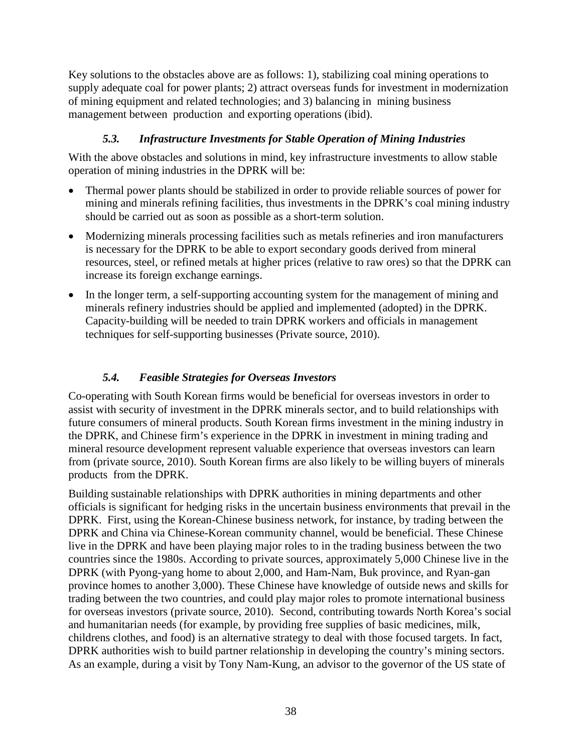Key solutions to the obstacles above are as follows: 1), stabilizing coal mining operations to supply adequate coal for power plants; 2) attract overseas funds for investment in modernization of mining equipment and related technologies; and 3) balancing in mining business management between production and exporting operations (ibid).

### *5.3. Infrastructure Investments for Stable Operation of Mining Industries*

With the above obstacles and solutions in mind, key infrastructure investments to allow stable operation of mining industries in the DPRK will be:

- Thermal power plants should be stabilized in order to provide reliable sources of power for mining and minerals refining facilities, thus investments in the DPRK's coal mining industry should be carried out as soon as possible as a short-term solution.
- Modernizing minerals processing facilities such as metals refineries and iron manufacturers is necessary for the DPRK to be able to export secondary goods derived from mineral resources, steel, or refined metals at higher prices (relative to raw ores) so that the DPRK can increase its foreign exchange earnings.
- In the longer term, a self-supporting accounting system for the management of mining and minerals refinery industries should be applied and implemented (adopted) in the DPRK. Capacity-building will be needed to train DPRK workers and officials in management techniques for self-supporting businesses (Private source, 2010).

### *5.4. Feasible Strategies for Overseas Investors*

Co-operating with South Korean firms would be beneficial for overseas investors in order to assist with security of investment in the DPRK minerals sector, and to build relationships with future consumers of mineral products. South Korean firms investment in the mining industry in the DPRK, and Chinese firm's experience in the DPRK in investment in mining trading and mineral resource development represent valuable experience that overseas investors can learn from (private source, 2010). South Korean firms are also likely to be willing buyers of minerals products from the DPRK.

Building sustainable relationships with DPRK authorities in mining departments and other officials is significant for hedging risks in the uncertain business environments that prevail in the DPRK. First, using the Korean-Chinese business network, for instance, by trading between the DPRK and China via Chinese-Korean community channel, would be beneficial. These Chinese live in the DPRK and have been playing major roles to in the trading business between the two countries since the 1980s. According to private sources, approximately 5,000 Chinese live in the DPRK (with Pyong-yang home to about 2,000, and Ham-Nam, Buk province, and Ryan-gan province homes to another 3,000). These Chinese have knowledge of outside news and skills for trading between the two countries, and could play major roles to promote international business for overseas investors (private source, 2010). Second, contributing towards North Korea's social and humanitarian needs (for example, by providing free supplies of basic medicines, milk, childrens clothes, and food) is an alternative strategy to deal with those focused targets. In fact, DPRK authorities wish to build partner relationship in developing the country's mining sectors. As an example, during a visit by Tony Nam-Kung, an advisor to the governor of the US state of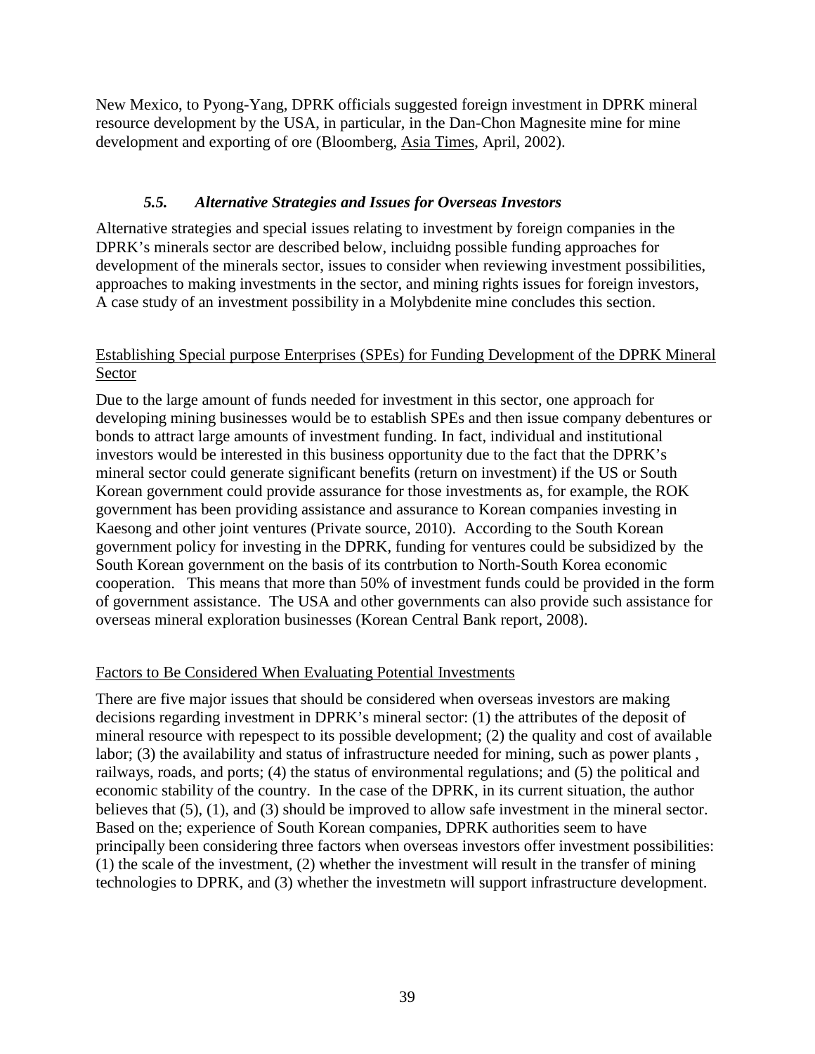New Mexico, to Pyong-Yang, DPRK officials suggested foreign investment in DPRK mineral resource development by the USA, in particular, in the Dan-Chon Magnesite mine for mine development and exporting of ore (Bloomberg, Asia Times, April, 2002).

### *5.5. Alternative Strategies and Issues for Overseas Investors*

Alternative strategies and special issues relating to investment by foreign companies in the DPRK's minerals sector are described below, incluidng possible funding approaches for development of the minerals sector, issues to consider when reviewing investment possibilities, approaches to making investments in the sector, and mining rights issues for foreign investors, A case study of an investment possibility in a Molybdenite mine concludes this section.

Establishing Special purpose Enterprises (SPEs) for Funding Development of the DPRK Mineral Sector

Due to the large amount of funds needed for investment in this sector, one approach for developing mining businesses would be to establish SPEs and then issue company debentures or bonds to attract large amounts of investment funding. In fact, individual and institutional investors would be interested in this business opportunity due to the fact that the DPRK's mineral sector could generate significant benefits (return on investment) if the US or South Korean government could provide assurance for those investments as, for example, the ROK government has been providing assistance and assurance to Korean companies investing in Kaesong and other joint ventures (Private source, 2010). According to the South Korean government policy for investing in the DPRK, funding for ventures could be subsidized by the South Korean government on the basis of its contrbution to North-South Korea economic cooperation. This means that more than 50% of investment funds could be provided in the form of government assistance. The USA and other governments can also provide such assistance for overseas mineral exploration businesses (Korean Central Bank report, 2008).

Factors to Be Considered When Evaluating Potential Investments

There are five major issues that should be considered when overseas investors are making decisions regarding investment in DPRK's mineral sector: (1) the attributes of the deposit of mineral resource with repespect to its possible development; (2) the quality and cost of available labor; (3) the availability and status of infrastructure needed for mining, such as power plants , railways, roads, and ports; (4) the status of environmental regulations; and (5) the political and economic stability of the country. In the case of the DPRK, in its current situation, the author believes that (5), (1), and (3) should be improved to allow safe investment in the mineral sector. Based on the; experience of South Korean companies, DPRK authorities seem to have principally been considering three factors when overseas investors offer investment possibilities: (1) the scale of the investment, (2) whether the investment will result in the transfer of mining technologies to DPRK, and (3) whether the investmetn will support infrastructure development.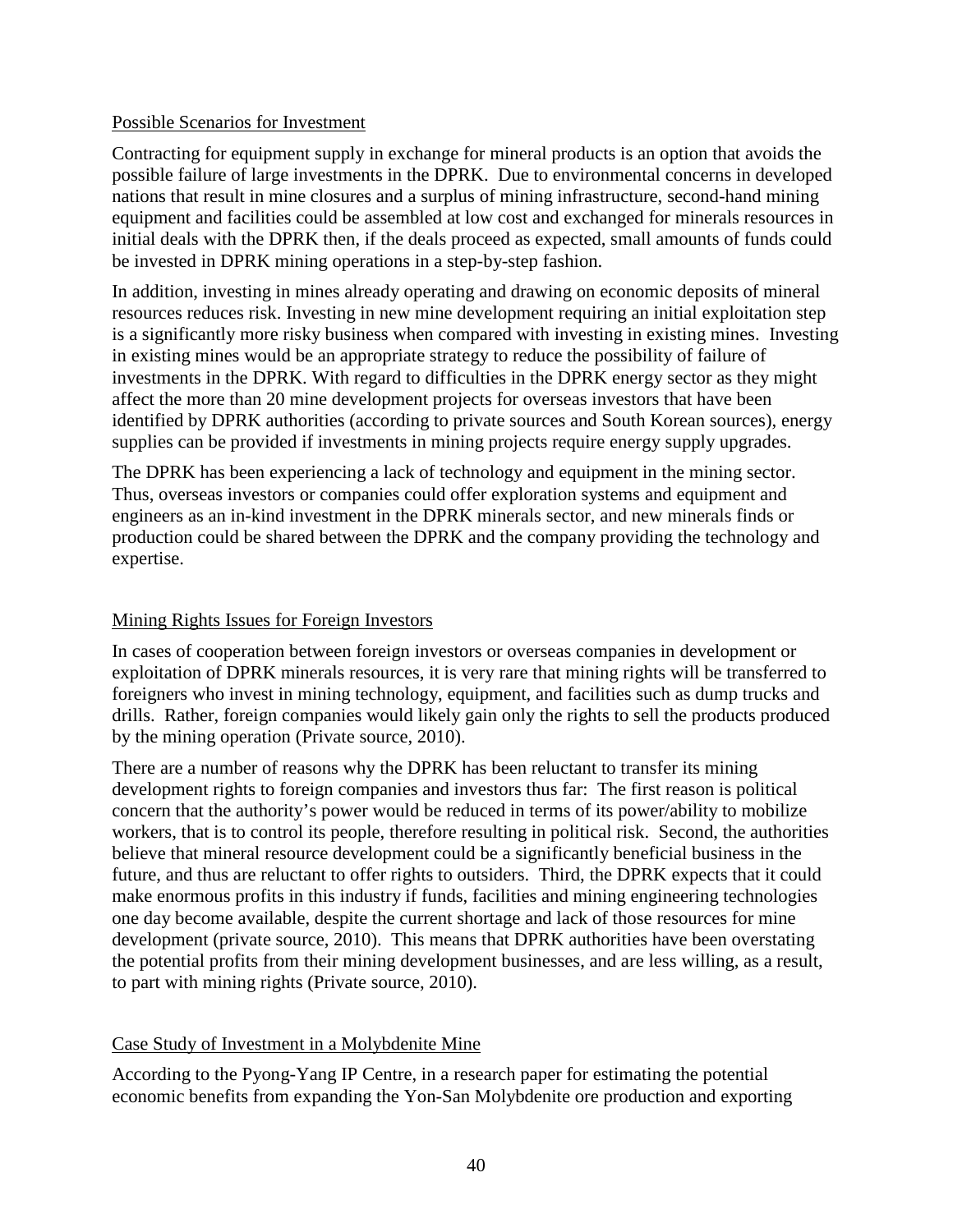## Possible Scenarios for Investment

Contracting for equipment supply in exchange for mineral products is an option that avoids the possible failure of large investments in the DPRK. Due to environmental concerns in developed nations that result in mine closures and a surplus of mining infrastructure, second-hand mining equipment and facilities could be assembled at low cost and exchanged for minerals resources in initial deals with the DPRK then, if the deals proceed as expected, small amounts of funds could be invested in DPRK mining operations in a step-by-step fashion.

In addition, investing in mines already operating and drawing on economic deposits of mineral resources reduces risk. Investing in new mine development requiring an initial exploitation step is a significantly more risky business when compared with investing in existing mines. Investing in existing mines would be an appropriate strategy to reduce the possibility of failure of investments in the DPRK. With regard to difficulties in the DPRK energy sector as they might affect the more than 20 mine development projects for overseas investors that have been identified by DPRK authorities (according to private sources and South Korean sources), energy supplies can be provided if investments in mining projects require energy supply upgrades.

The DPRK has been experiencing a lack of technology and equipment in the mining sector. Thus, overseas investors or companies could offer exploration systems and equipment and engineers as an in-kind investment in the DPRK minerals sector, and new minerals finds or production could be shared between the DPRK and the company providing the technology and expertise.

## Mining Rights Issues for Foreign Investors

In cases of cooperation between foreign investors or overseas companies in development or exploitation of DPRK minerals resources, it is very rare that mining rights will be transferred to foreigners who invest in mining technology, equipment, and facilities such as dump trucks and drills. Rather, foreign companies would likely gain only the rights to sell the products produced by the mining operation (Private source, 2010).

There are a number of reasons why the DPRK has been reluctant to transfer its mining development rights to foreign companies and investors thus far: The first reason is political concern that the authority's power would be reduced in terms of its power/ability to mobilize workers, that is to control its people, therefore resulting in political risk. Second, the authorities believe that mineral resource development could be a significantly beneficial business in the future, and thus are reluctant to offer rights to outsiders. Third, the DPRK expects that it could make enormous profits in this industry if funds, facilities and mining engineering technologies one day become available, despite the current shortage and lack of those resources for mine development (private source, 2010). This means that DPRK authorities have been overstating the potential profits from their mining development businesses, and are less willing, as a result, to part with mining rights (Private source, 2010).

## Case Study of Investment in a Molybdenite Mine

According to the Pyong-Yang IP Centre, in a research paper for estimating the potential economic benefits from expanding the Yon-San Molybdenite ore production and exporting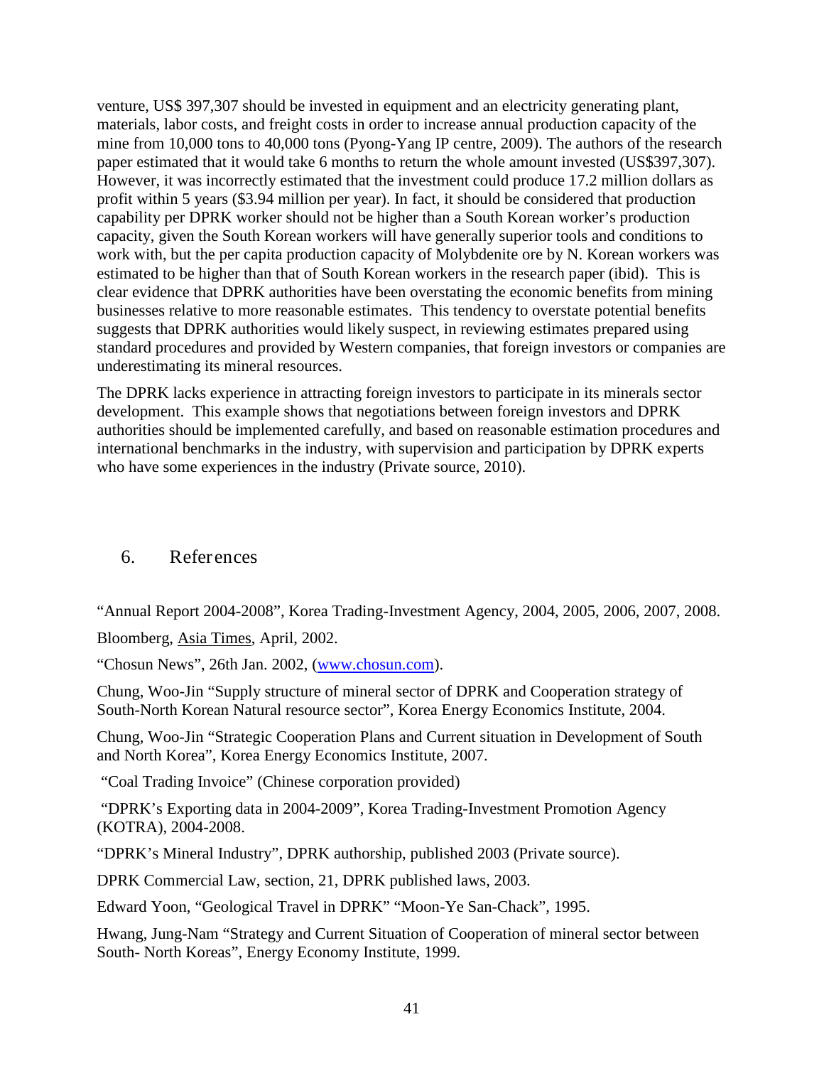venture, US$ 397,307 should be invested in equipment and an electricity generating plant, materials, labor costs, and freight costs in order to increase annual production capacity of the mine from 10,000 tons to 40,000 tons (Pyong-Yang IP centre, 2009). The authors of the research paper estimated that it would take 6 months to return the whole amount invested (US$397,307). However, it was incorrectly estimated that the investment could produce 17.2 million dollars as profit within 5 years ($3.94 million per year). In fact, it should be considered that production capability per DPRK worker should not be higher than a South Korean worker's production capacity, given the South Korean workers will have generally superior tools and conditions to work with, but the per capita production capacity of Molybdenite ore by N. Korean workers was estimated to be higher than that of South Korean workers in the research paper (ibid). This is clear evidence that DPRK authorities have been overstating the economic benefits from mining businesses relative to more reasonable estimates. This tendency to overstate potential benefits suggests that DPRK authorities would likely suspect, in reviewing estimates prepared using standard procedures and provided by Western companies, that foreign investors or companies are underestimating its mineral resources.

The DPRK lacks experience in attracting foreign investors to participate in its minerals sector development. This example shows that negotiations between foreign investors and DPRK authorities should be implemented carefully, and based on reasonable estimation procedures and international benchmarks in the industry, with supervision and participation by DPRK experts who have some experiences in the industry (Private source, 2010).

## 6. References

"Annual Report 2004-2008", Korea Trading-Investment Agency, 2004, 2005, 2006, 2007, 2008.

Bloomberg, Asia Times, April, 2002.

"Chosun News", 26th Jan. 2002, (www.chosun.com).

Chung, Woo-Jin "Supply structure of mineral sector of DPRK and Cooperation strategy of South-North Korean Natural resource sector", Korea Energy Economics Institute, 2004.

Chung, Woo-Jin "Strategic Cooperation Plans and Current situation in Development of South and North Korea", Korea Energy Economics Institute, 2007.

"Coal Trading Invoice" (Chinese corporation provided)

"DPRK's Exporting data in 2004-2009", Korea Trading-Investment Promotion Agency (KOTRA), 2004-2008.

"DPRK's Mineral Industry", DPRK authorship, published 2003 (Private source).

DPRK Commercial Law, section, 21, DPRK published laws, 2003.

Edward Yoon, "Geological Travel in DPRK" "Moon-Ye San-Chack", 1995.

Hwang, Jung-Nam "Strategy and Current Situation of Cooperation of mineral sector between South- North Koreas", Energy Economy Institute, 1999.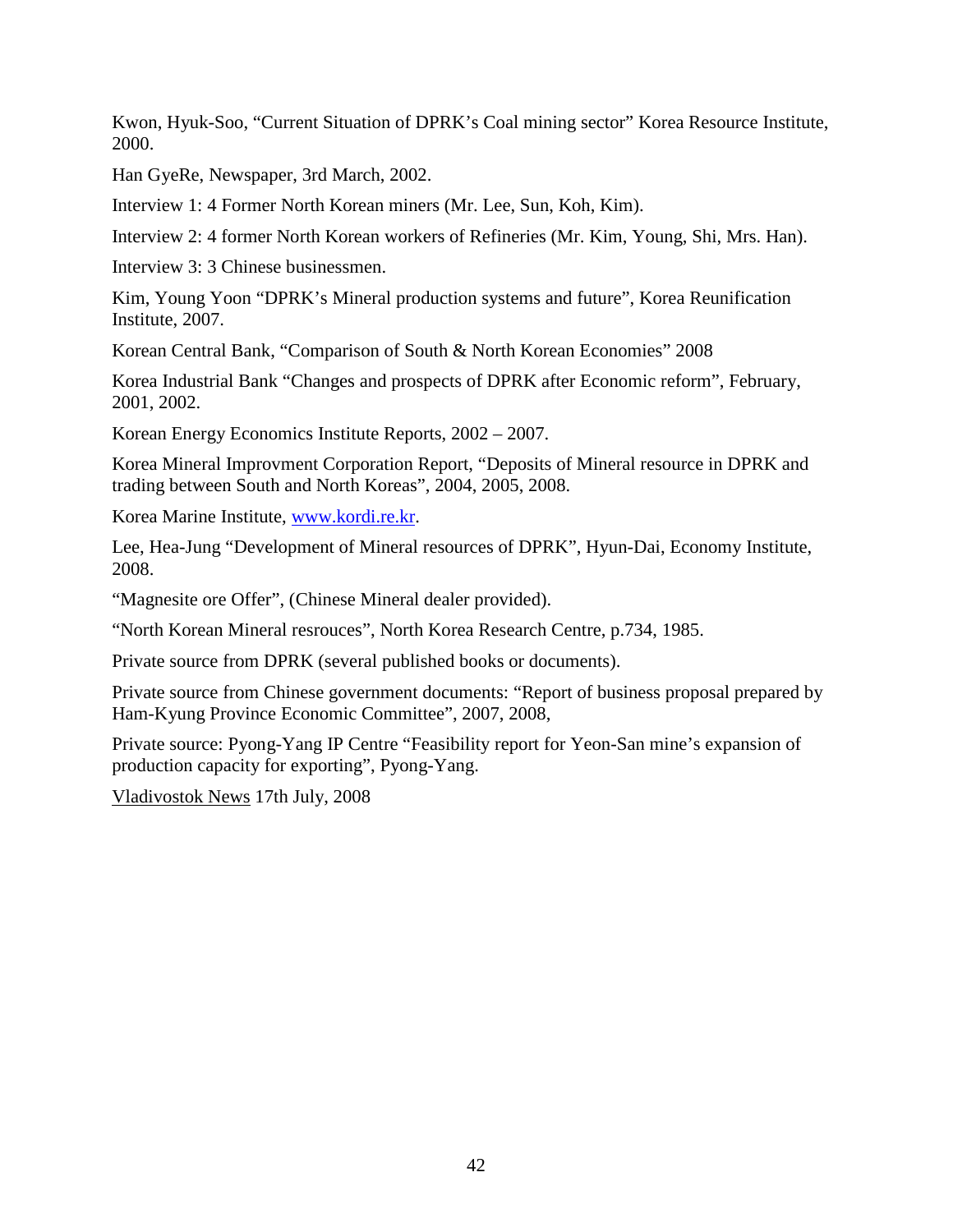Kwon, Hyuk-Soo, “Current Situation of DPRK’s Coal mining sector” Korea Resource Institute, 2000.

Han GyeRe, Newspaper, 3rd March, 2002.

Interview 1: 4 Former North Korean miners (Mr. Lee, Sun, Koh, Kim).

Interview 2: 4 former North Korean workers of Refineries (Mr. Kim, Young, Shi, Mrs. Han).

Interview 3: 3 Chinese businessmen.

Kim, Young Yoon “DPRK’s Mineral production systems and future”, Korea Reunification Institute, 2007.

Korean Central Bank, “Comparison of South & North Korean Economies” 2008

Korea Industrial Bank “Changes and prospects of DPRK after Economic reform”, February, 2001, 2002.

Korean Energy Economics Institute Reports, 2002 – 2007.

Korea Mineral Improvment Corporation Report, “Deposits of Mineral resource in DPRK and trading between South and North Koreas”, 2004, 2005, 2008.

Korea Marine Institute, www.kordi.re.kr.

Lee, Hea-Jung “Development of Mineral resources of DPRK”, Hyun-Dai, Economy Institute, 2008.

“Magnesite ore Offer”, (Chinese Mineral dealer provided).

“North Korean Mineral resrouces”, North Korea Research Centre, p.734, 1985.

Private source from DPRK (several published books or documents).

Private source from Chinese government documents: “Report of business proposal prepared by Ham-Kyung Province Economic Committee”, 2007, 2008,

Private source: Pyong-Yang IP Centre “Feasibility report for Yeon-San mine’s expansion of production capacity for exporting”, Pyong-Yang.

Vladivostok News 17th July, 2008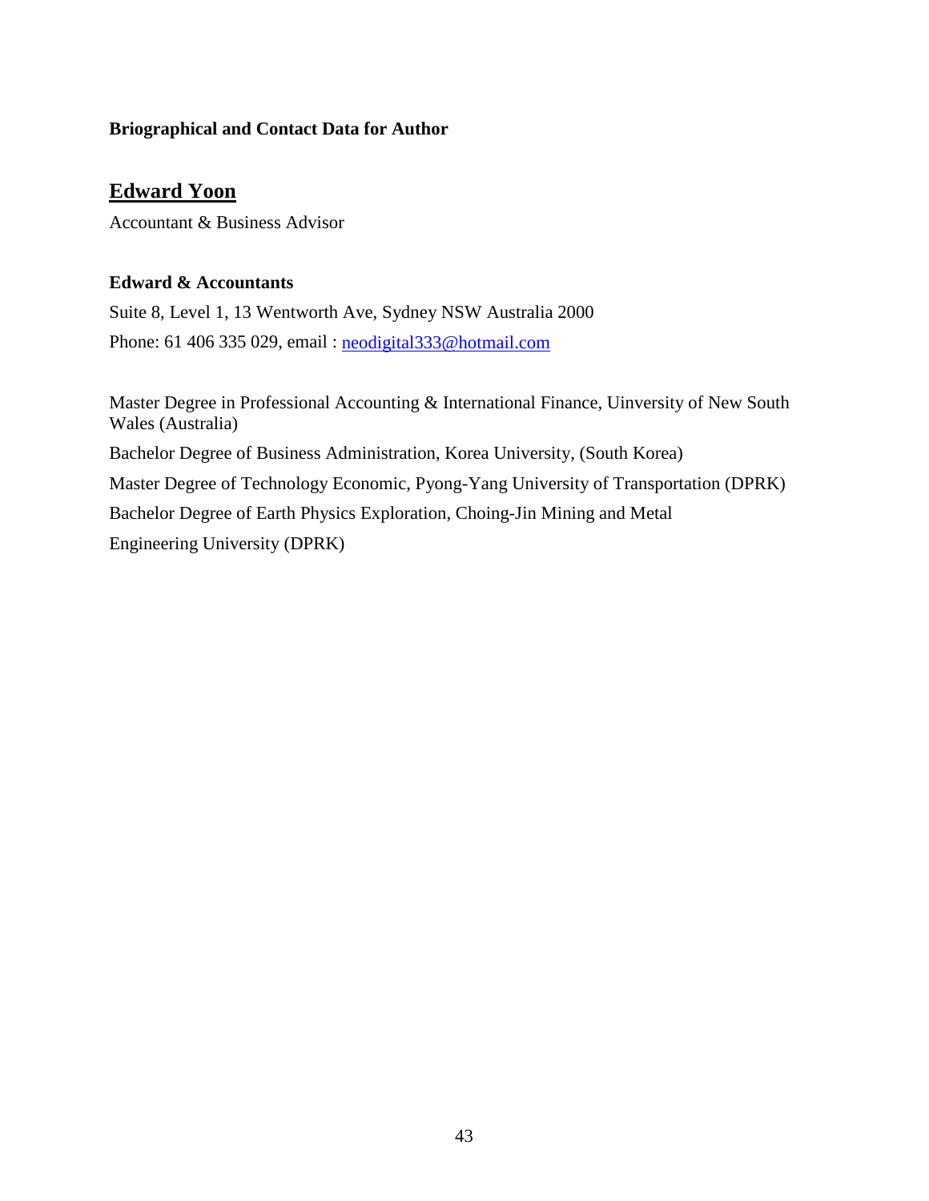**Briographical and Contact Data for Author**

## Edward Yoon

Accountant & Business Advisor

**Edward & Accountants**

Suite 8, Level 1, 13 Wentworth Ave, Sydney NSW Australia 2000

Phone: 61 406 335 029, email : neodigital333@hotmail.com

Master Degree in Professional Accounting & International Finance, Uinversity of New South Wales (Australia)

Bachelor Degree of Business Administration, Korea University, (South Korea)

Master Degree of Technology Economic, Pyong-Yang University of Transportation (DPRK)

Bachelor Degree of Earth Physics Exploration, Choing-Jin Mining and Metal Engineering University (DPRK)